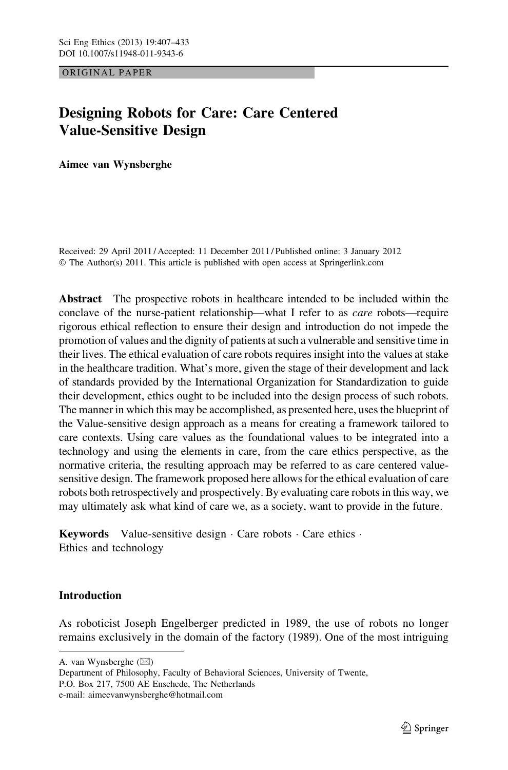ORIGINAL PAPER

# Designing Robots for Care: Care Centered Value-Sensitive Design

**Aimee van Wynsberghe**

Received: 29 April 2011 / Accepted: 11 December 2011 / Published online: 3 January 2012
© The Author(s) 2011. This article is published with open access at Springerlink.com

**Abstract** The prospective robots in healthcare intended to be included within the conclave of the nurse-patient relationship—what I refer to as *care* robots—require rigorous ethical reflection to ensure their design and introduction do not impede the promotion of values and the dignity of patients at such a vulnerable and sensitive time in their lives. The ethical evaluation of care robots requires insight into the values at stake in the healthcare tradition. What's more, given the stage of their development and lack of standards provided by the International Organization for Standardization to guide their development, ethics ought to be included into the design process of such robots. The manner in which this may be accomplished, as presented here, uses the blueprint of the Value-sensitive design approach as a means for creating a framework tailored to care contexts. Using care values as the foundational values to be integrated into a technology and using the elements in care, from the care ethics perspective, as the normative criteria, the resulting approach may be referred to as care centered value-sensitive design. The framework proposed here allows for the ethical evaluation of care robots both retrospectively and prospectively. By evaluating care robots in this way, we may ultimately ask what kind of care we, as a society, want to provide in the future.

**Keywords** Value-sensitive design · Care robots · Care ethics · Ethics and technology

## Introduction

As roboticist Joseph Engelberger predicted in 1989, the use of robots no longer remains exclusively in the domain of the factory (1989). One of the most intriguing

A. van Wynsberghe (✉)
Department of Philosophy, Faculty of Behavioral Sciences, University of Twente,
P.O. Box 217, 7500 AE Enschede, The Netherlands
e-mail: aimeevanwynsberghe@hotmail.com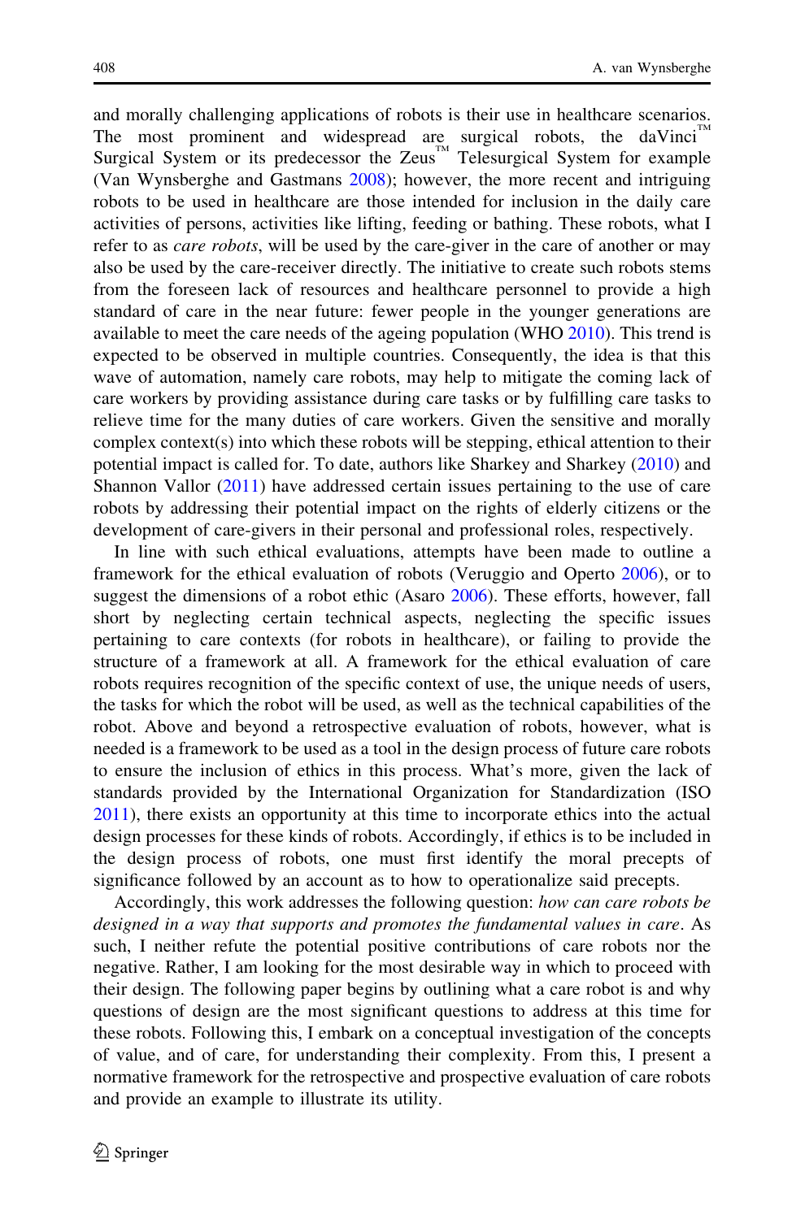and morally challenging applications of robots is their use in healthcare scenarios. The most prominent and widespread are surgical robots, the daVinci™ Surgical System or its predecessor the Zeus™ Telesurgical System for example (Van Wynsberghe and Gastmans 2008); however, the more recent and intriguing robots to be used in healthcare are those intended for inclusion in the daily care activities of persons, activities like lifting, feeding or bathing. These robots, what I refer to as *care robots*, will be used by the care-giver in the care of another or may also be used by the care-receiver directly. The initiative to create such robots stems from the foreseen lack of resources and healthcare personnel to provide a high standard of care in the near future: fewer people in the younger generations are available to meet the care needs of the ageing population (WHO 2010). This trend is expected to be observed in multiple countries. Consequently, the idea is that this wave of automation, namely care robots, may help to mitigate the coming lack of care workers by providing assistance during care tasks or by fulfilling care tasks to relieve time for the many duties of care workers. Given the sensitive and morally complex context(s) into which these robots will be stepping, ethical attention to their potential impact is called for. To date, authors like Sharkey and Sharkey (2010) and Shannon Vallor (2011) have addressed certain issues pertaining to the use of care robots by addressing their potential impact on the rights of elderly citizens or the development of care-givers in their personal and professional roles, respectively.

In line with such ethical evaluations, attempts have been made to outline a framework for the ethical evaluation of robots (Veruggio and Operto 2006), or to suggest the dimensions of a robot ethic (Asaro 2006). These efforts, however, fall short by neglecting certain technical aspects, neglecting the specific issues pertaining to care contexts (for robots in healthcare), or failing to provide the structure of a framework at all. A framework for the ethical evaluation of care robots requires recognition of the specific context of use, the unique needs of users, the tasks for which the robot will be used, as well as the technical capabilities of the robot. Above and beyond a retrospective evaluation of robots, however, what is needed is a framework to be used as a tool in the design process of future care robots to ensure the inclusion of ethics in this process. What's more, given the lack of standards provided by the International Organization for Standardization (ISO 2011), there exists an opportunity at this time to incorporate ethics into the actual design processes for these kinds of robots. Accordingly, if ethics is to be included in the design process of robots, one must first identify the moral precepts of significance followed by an account as to how to operationalize said precepts.

Accordingly, this work addresses the following question: *how can care robots be designed in a way that supports and promotes the fundamental values in care*. As such, I neither refute the potential positive contributions of care robots nor the negative. Rather, I am looking for the most desirable way in which to proceed with their design. The following paper begins by outlining what a care robot is and why questions of design are the most significant questions to address at this time for these robots. Following this, I embark on a conceptual investigation of the concepts of value, and of care, for understanding their complexity. From this, I present a normative framework for the retrospective and prospective evaluation of care robots and provide an example to illustrate its utility.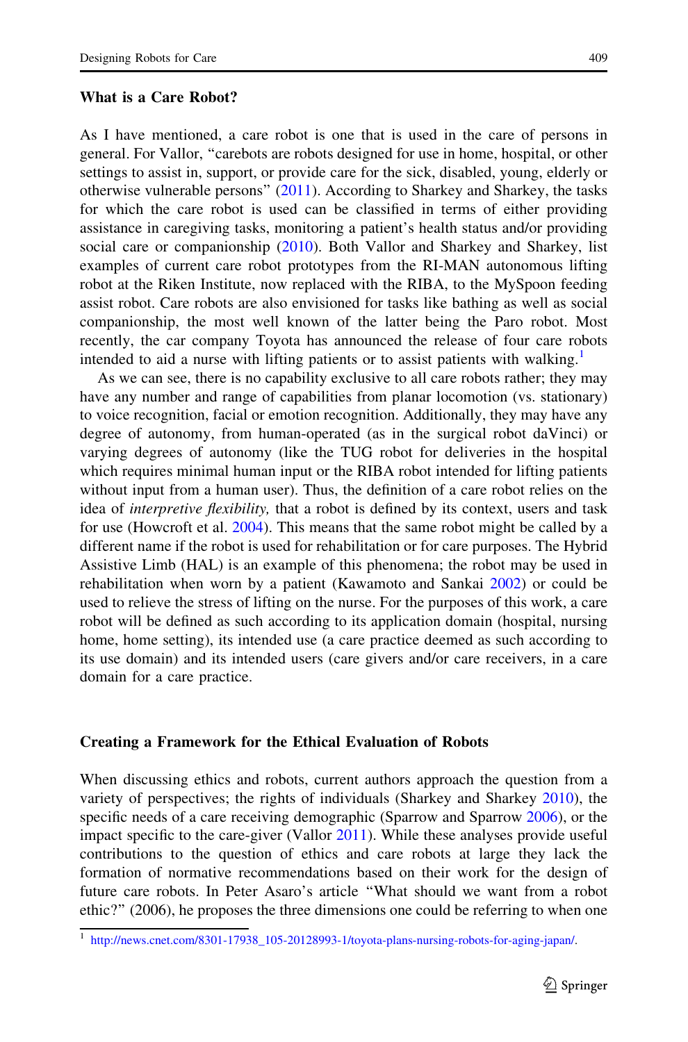## What is a Care Robot?

As I have mentioned, a care robot is one that is used in the care of persons in general. For Vallor, "carebots are robots designed for use in home, hospital, or other settings to assist in, support, or provide care for the sick, disabled, young, elderly or otherwise vulnerable persons" (2011). According to Sharkey and Sharkey, the tasks for which the care robot is used can be classified in terms of either providing assistance in caregiving tasks, monitoring a patient's health status and/or providing social care or companionship (2010). Both Vallor and Sharkey and Sharkey, list examples of current care robot prototypes from the RI-MAN autonomous lifting robot at the Riken Institute, now replaced with the RIBA, to the MySpoon feeding assist robot. Care robots are also envisioned for tasks like bathing as well as social companionship, the most well known of the latter being the Paro robot. Most recently, the car company Toyota has announced the release of four care robots intended to aid a nurse with lifting patients or to assist patients with walking.[1]

As we can see, there is no capability exclusive to all care robots rather; they may have any number and range of capabilities from planar locomotion (vs. stationary) to voice recognition, facial or emotion recognition. Additionally, they may have any degree of autonomy, from human-operated (as in the surgical robot daVinci) or varying degrees of autonomy (like the TUG robot for deliveries in the hospital which requires minimal human input or the RIBA robot intended for lifting patients without input from a human user). Thus, the definition of a care robot relies on the idea of *interpretive flexibility,* that a robot is defined by its context, users and task for use (Howcroft et al. 2004). This means that the same robot might be called by a different name if the robot is used for rehabilitation or for care purposes. The Hybrid Assistive Limb (HAL) is an example of this phenomena; the robot may be used in rehabilitation when worn by a patient (Kawamoto and Sankai 2002) or could be used to relieve the stress of lifting on the nurse. For the purposes of this work, a care robot will be defined as such according to its application domain (hospital, nursing home, home setting), its intended use (a care practice deemed as such according to its use domain) and its intended users (care givers and/or care receivers, in a care domain for a care practice.

## Creating a Framework for the Ethical Evaluation of Robots

When discussing ethics and robots, current authors approach the question from a variety of perspectives; the rights of individuals (Sharkey and Sharkey 2010), the specific needs of a care receiving demographic (Sparrow and Sparrow 2006), or the impact specific to the care-giver (Vallor 2011). While these analyses provide useful contributions to the question of ethics and care robots at large they lack the formation of normative recommendations based on their work for the design of future care robots. In Peter Asaro's article "What should we want from a robot ethic?" (2006), he proposes the three dimensions one could be referring to when one

[1] http://news.cnet.com/8301-17938_105-20128993-1/toyota-plans-nursing-robots-for-aging-japan/.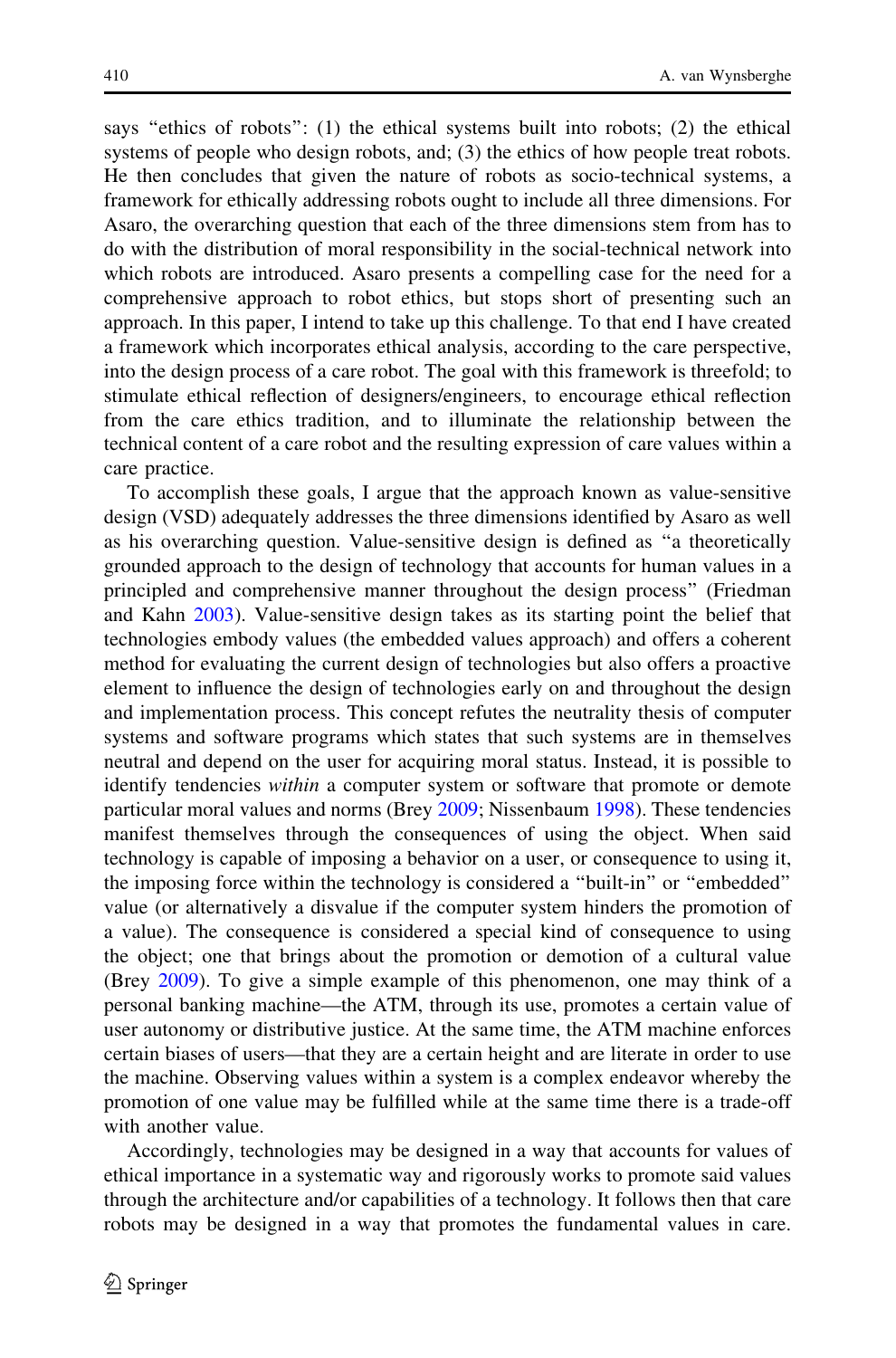says "ethics of robots": (1) the ethical systems built into robots; (2) the ethical systems of people who design robots, and; (3) the ethics of how people treat robots. He then concludes that given the nature of robots as socio-technical systems, a framework for ethically addressing robots ought to include all three dimensions. For Asaro, the overarching question that each of the three dimensions stem from has to do with the distribution of moral responsibility in the social-technical network into which robots are introduced. Asaro presents a compelling case for the need for a comprehensive approach to robot ethics, but stops short of presenting such an approach. In this paper, I intend to take up this challenge. To that end I have created a framework which incorporates ethical analysis, according to the care perspective, into the design process of a care robot. The goal with this framework is threefold; to stimulate ethical reflection of designers/engineers, to encourage ethical reflection from the care ethics tradition, and to illuminate the relationship between the technical content of a care robot and the resulting expression of care values within a care practice.

To accomplish these goals, I argue that the approach known as value-sensitive design (VSD) adequately addresses the three dimensions identified by Asaro as well as his overarching question. Value-sensitive design is defined as "a theoretically grounded approach to the design of technology that accounts for human values in a principled and comprehensive manner throughout the design process" (Friedman and Kahn 2003). Value-sensitive design takes as its starting point the belief that technologies embody values (the embedded values approach) and offers a coherent method for evaluating the current design of technologies but also offers a proactive element to influence the design of technologies early on and throughout the design and implementation process. This concept refutes the neutrality thesis of computer systems and software programs which states that such systems are in themselves neutral and depend on the user for acquiring moral status. Instead, it is possible to identify tendencies *within* a computer system or software that promote or demote particular moral values and norms (Brey 2009; Nissenbaum 1998). These tendencies manifest themselves through the consequences of using the object. When said technology is capable of imposing a behavior on a user, or consequence to using it, the imposing force within the technology is considered a "built-in" or "embedded" value (or alternatively a disvalue if the computer system hinders the promotion of a value). The consequence is considered a special kind of consequence to using the object; one that brings about the promotion or demotion of a cultural value (Brey 2009). To give a simple example of this phenomenon, one may think of a personal banking machine—the ATM, through its use, promotes a certain value of user autonomy or distributive justice. At the same time, the ATM machine enforces certain biases of users—that they are a certain height and are literate in order to use the machine. Observing values within a system is a complex endeavor whereby the promotion of one value may be fulfilled while at the same time there is a trade-off with another value.

Accordingly, technologies may be designed in a way that accounts for values of ethical importance in a systematic way and rigorously works to promote said values through the architecture and/or capabilities of a technology. It follows then that care robots may be designed in a way that promotes the fundamental values in care.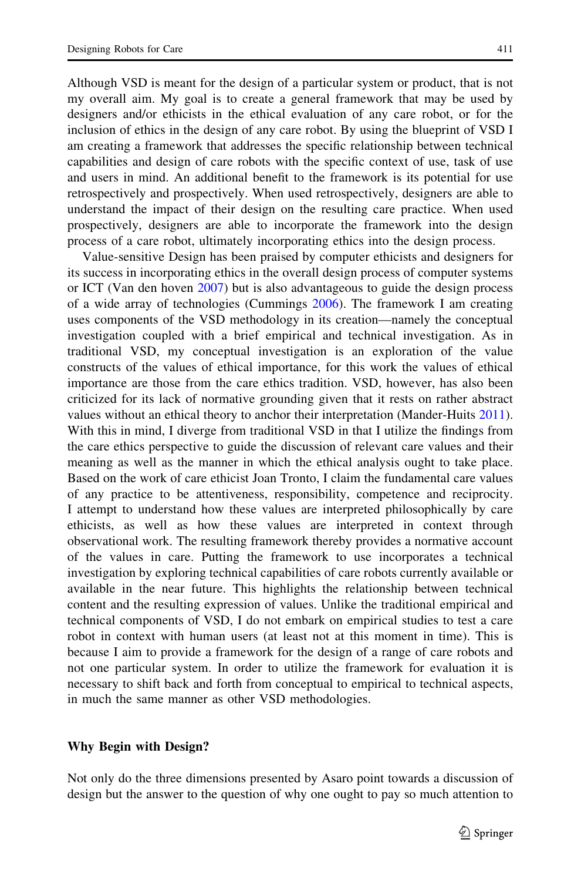Although VSD is meant for the design of a particular system or product, that is not my overall aim. My goal is to create a general framework that may be used by designers and/or ethicists in the ethical evaluation of any care robot, or for the inclusion of ethics in the design of any care robot. By using the blueprint of VSD I am creating a framework that addresses the specific relationship between technical capabilities and design of care robots with the specific context of use, task of use and users in mind. An additional benefit to the framework is its potential for use retrospectively and prospectively. When used retrospectively, designers are able to understand the impact of their design on the resulting care practice. When used prospectively, designers are able to incorporate the framework into the design process of a care robot, ultimately incorporating ethics into the design process.

Value-sensitive Design has been praised by computer ethicists and designers for its success in incorporating ethics in the overall design process of computer systems or ICT (Van den hoven 2007) but is also advantageous to guide the design process of a wide array of technologies (Cummings 2006). The framework I am creating uses components of the VSD methodology in its creation—namely the conceptual investigation coupled with a brief empirical and technical investigation. As in traditional VSD, my conceptual investigation is an exploration of the value constructs of the values of ethical importance, for this work the values of ethical importance are those from the care ethics tradition. VSD, however, has also been criticized for its lack of normative grounding given that it rests on rather abstract values without an ethical theory to anchor their interpretation (Mander-Huits 2011). With this in mind, I diverge from traditional VSD in that I utilize the findings from the care ethics perspective to guide the discussion of relevant care values and their meaning as well as the manner in which the ethical analysis ought to take place. Based on the work of care ethicist Joan Tronto, I claim the fundamental care values of any practice to be attentiveness, responsibility, competence and reciprocity. I attempt to understand how these values are interpreted philosophically by care ethicists, as well as how these values are interpreted in context through observational work. The resulting framework thereby provides a normative account of the values in care. Putting the framework to use incorporates a technical investigation by exploring technical capabilities of care robots currently available or available in the near future. This highlights the relationship between technical content and the resulting expression of values. Unlike the traditional empirical and technical components of VSD, I do not embark on empirical studies to test a care robot in context with human users (at least not at this moment in time). This is because I aim to provide a framework for the design of a range of care robots and not one particular system. In order to utilize the framework for evaluation it is necessary to shift back and forth from conceptual to empirical to technical aspects, in much the same manner as other VSD methodologies.

### Why Begin with Design?

Not only do the three dimensions presented by Asaro point towards a discussion of design but the answer to the question of why one ought to pay so much attention to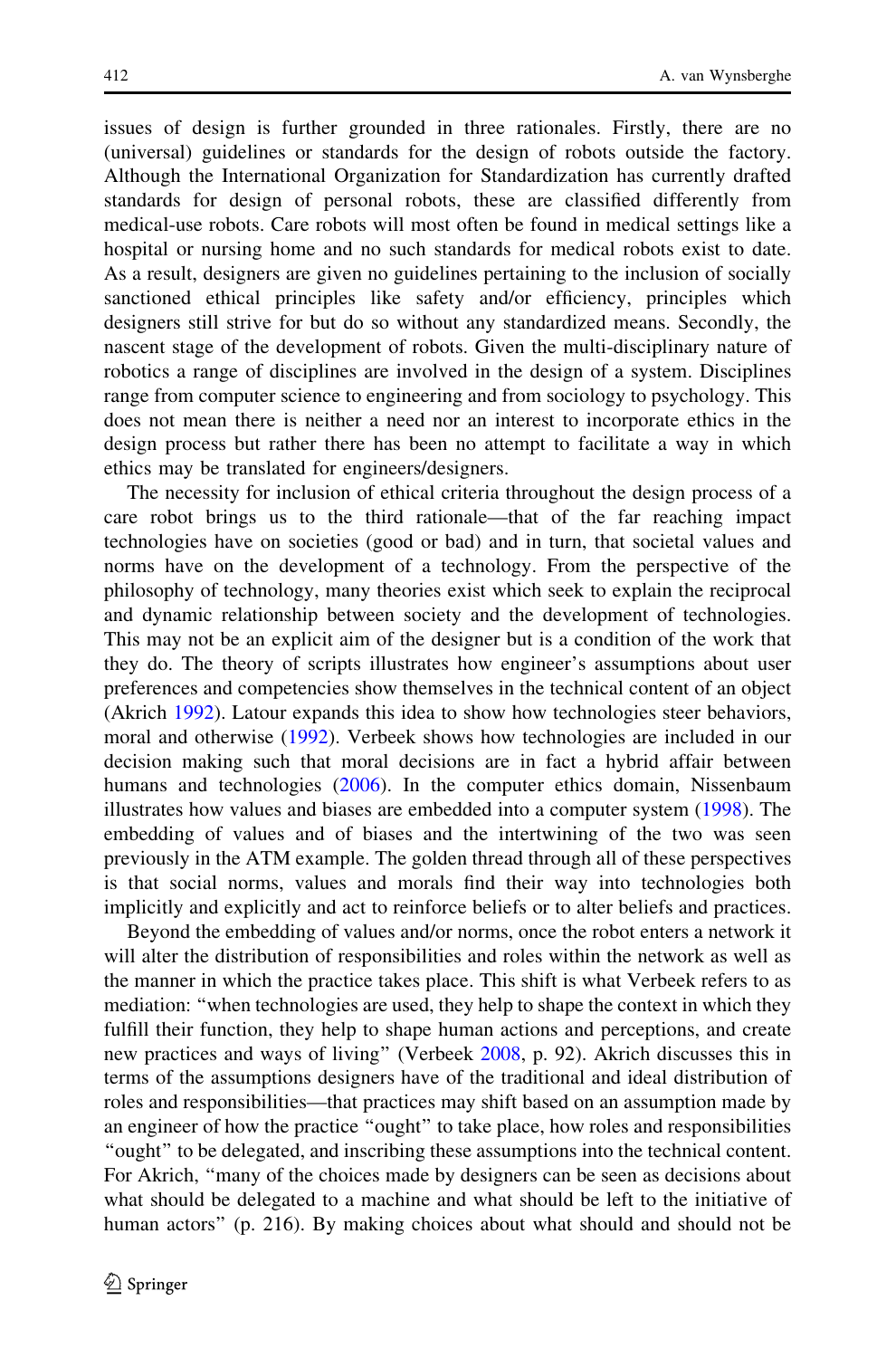issues of design is further grounded in three rationales. Firstly, there are no (universal) guidelines or standards for the design of robots outside the factory. Although the International Organization for Standardization has currently drafted standards for design of personal robots, these are classified differently from medical-use robots. Care robots will most often be found in medical settings like a hospital or nursing home and no such standards for medical robots exist to date. As a result, designers are given no guidelines pertaining to the inclusion of socially sanctioned ethical principles like safety and/or efficiency, principles which designers still strive for but do so without any standardized means. Secondly, the nascent stage of the development of robots. Given the multi-disciplinary nature of robotics a range of disciplines are involved in the design of a system. Disciplines range from computer science to engineering and from sociology to psychology. This does not mean there is neither a need nor an interest to incorporate ethics in the design process but rather there has been no attempt to facilitate a way in which ethics may be translated for engineers/designers.

The necessity for inclusion of ethical criteria throughout the design process of a care robot brings us to the third rationale—that of the far reaching impact technologies have on societies (good or bad) and in turn, that societal values and norms have on the development of a technology. From the perspective of the philosophy of technology, many theories exist which seek to explain the reciprocal and dynamic relationship between society and the development of technologies. This may not be an explicit aim of the designer but is a condition of the work that they do. The theory of scripts illustrates how engineer's assumptions about user preferences and competencies show themselves in the technical content of an object (Akrich 1992). Latour expands this idea to show how technologies steer behaviors, moral and otherwise (1992). Verbeek shows how technologies are included in our decision making such that moral decisions are in fact a hybrid affair between humans and technologies (2006). In the computer ethics domain, Nissenbaum illustrates how values and biases are embedded into a computer system (1998). The embedding of values and of biases and the intertwining of the two was seen previously in the ATM example. The golden thread through all of these perspectives is that social norms, values and morals find their way into technologies both implicitly and explicitly and act to reinforce beliefs or to alter beliefs and practices.

Beyond the embedding of values and/or norms, once the robot enters a network it will alter the distribution of responsibilities and roles within the network as well as the manner in which the practice takes place. This shift is what Verbeek refers to as mediation: "when technologies are used, they help to shape the context in which they fulfill their function, they help to shape human actions and perceptions, and create new practices and ways of living" (Verbeek 2008, p. 92). Akrich discusses this in terms of the assumptions designers have of the traditional and ideal distribution of roles and responsibilities—that practices may shift based on an assumption made by an engineer of how the practice "ought" to take place, how roles and responsibilities "ought" to be delegated, and inscribing these assumptions into the technical content. For Akrich, "many of the choices made by designers can be seen as decisions about what should be delegated to a machine and what should be left to the initiative of human actors" (p. 216). By making choices about what should and should not be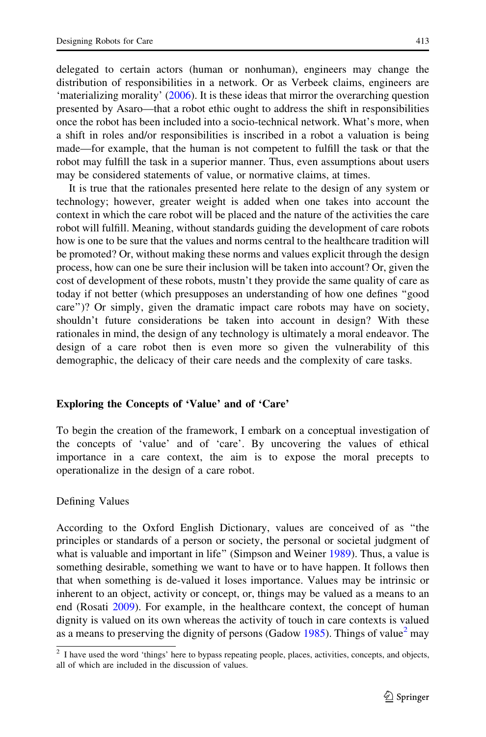delegated to certain actors (human or nonhuman), engineers may change the distribution of responsibilities in a network. Or as Verbeek claims, engineers are 'materializing morality' (2006). It is these ideas that mirror the overarching question presented by Asaro—that a robot ethic ought to address the shift in responsibilities once the robot has been included into a socio-technical network. What's more, when a shift in roles and/or responsibilities is inscribed in a robot a valuation is being made—for example, that the human is not competent to fulfill the task or that the robot may fulfill the task in a superior manner. Thus, even assumptions about users may be considered statements of value, or normative claims, at times.

It is true that the rationales presented here relate to the design of any system or technology; however, greater weight is added when one takes into account the context in which the care robot will be placed and the nature of the activities the care robot will fulfill. Meaning, without standards guiding the development of care robots how is one to be sure that the values and norms central to the healthcare tradition will be promoted? Or, without making these norms and values explicit through the design process, how can one be sure their inclusion will be taken into account? Or, given the cost of development of these robots, mustn't they provide the same quality of care as today if not better (which presupposes an understanding of how one defines "good care")? Or simply, given the dramatic impact care robots may have on society, shouldn't future considerations be taken into account in design? With these rationales in mind, the design of any technology is ultimately a moral endeavor. The design of a care robot then is even more so given the vulnerability of this demographic, the delicacy of their care needs and the complexity of care tasks.

## Exploring the Concepts of 'Value' and of 'Care'

To begin the creation of the framework, I embark on a conceptual investigation of the concepts of 'value' and of 'care'. By uncovering the values of ethical importance in a care context, the aim is to expose the moral precepts to operationalize in the design of a care robot.

### Defining Values

According to the Oxford English Dictionary, values are conceived of as "the principles or standards of a person or society, the personal or societal judgment of what is valuable and important in life" (Simpson and Weiner 1989). Thus, a value is something desirable, something we want to have or to have happen. It follows then that when something is de-valued it loses importance. Values may be intrinsic or inherent to an object, activity or concept, or, things may be valued as a means to an end (Rosati 2009). For example, in the healthcare context, the concept of human dignity is valued on its own whereas the activity of touch in care contexts is valued as a means to preserving the dignity of persons (Gadow 1985). Things of value[2] may

[2] I have used the word 'things' here to bypass repeating people, places, activities, concepts, and objects, all of which are included in the discussion of values.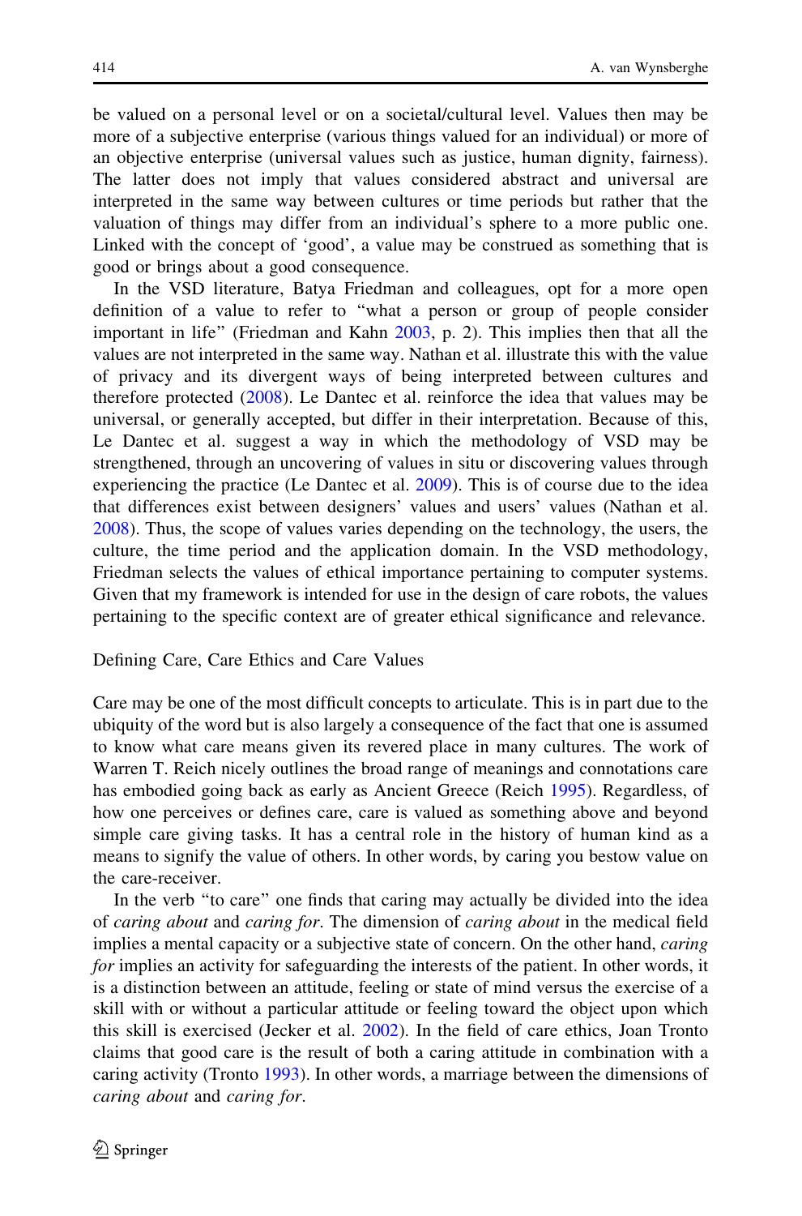be valued on a personal level or on a societal/cultural level. Values then may be more of a subjective enterprise (various things valued for an individual) or more of an objective enterprise (universal values such as justice, human dignity, fairness). The latter does not imply that values considered abstract and universal are interpreted in the same way between cultures or time periods but rather that the valuation of things may differ from an individual's sphere to a more public one. Linked with the concept of 'good', a value may be construed as something that is good or brings about a good consequence.

In the VSD literature, Batya Friedman and colleagues, opt for a more open definition of a value to refer to "what a person or group of people consider important in life" (Friedman and Kahn 2003, p. 2). This implies then that all the values are not interpreted in the same way. Nathan et al. illustrate this with the value of privacy and its divergent ways of being interpreted between cultures and therefore protected (2008). Le Dantec et al. reinforce the idea that values may be universal, or generally accepted, but differ in their interpretation. Because of this, Le Dantec et al. suggest a way in which the methodology of VSD may be strengthened, through an uncovering of values in situ or discovering values through experiencing the practice (Le Dantec et al. 2009). This is of course due to the idea that differences exist between designers' values and users' values (Nathan et al. 2008). Thus, the scope of values varies depending on the technology, the users, the culture, the time period and the application domain. In the VSD methodology, Friedman selects the values of ethical importance pertaining to computer systems. Given that my framework is intended for use in the design of care robots, the values pertaining to the specific context are of greater ethical significance and relevance.

## Defining Care, Care Ethics and Care Values

Care may be one of the most difficult concepts to articulate. This is in part due to the ubiquity of the word but is also largely a consequence of the fact that one is assumed to know what care means given its revered place in many cultures. The work of Warren T. Reich nicely outlines the broad range of meanings and connotations care has embodied going back as early as Ancient Greece (Reich 1995). Regardless, of how one perceives or defines care, care is valued as something above and beyond simple care giving tasks. It has a central role in the history of human kind as a means to signify the value of others. In other words, by caring you bestow value on the care-receiver.

In the verb "to care" one finds that caring may actually be divided into the idea of *caring about* and *caring for*. The dimension of *caring about* in the medical field implies a mental capacity or a subjective state of concern. On the other hand, *caring for* implies an activity for safeguarding the interests of the patient. In other words, it is a distinction between an attitude, feeling or state of mind versus the exercise of a skill with or without a particular attitude or feeling toward the object upon which this skill is exercised (Jecker et al. 2002). In the field of care ethics, Joan Tronto claims that good care is the result of both a caring attitude in combination with a caring activity (Tronto 1993). In other words, a marriage between the dimensions of *caring about* and *caring for*.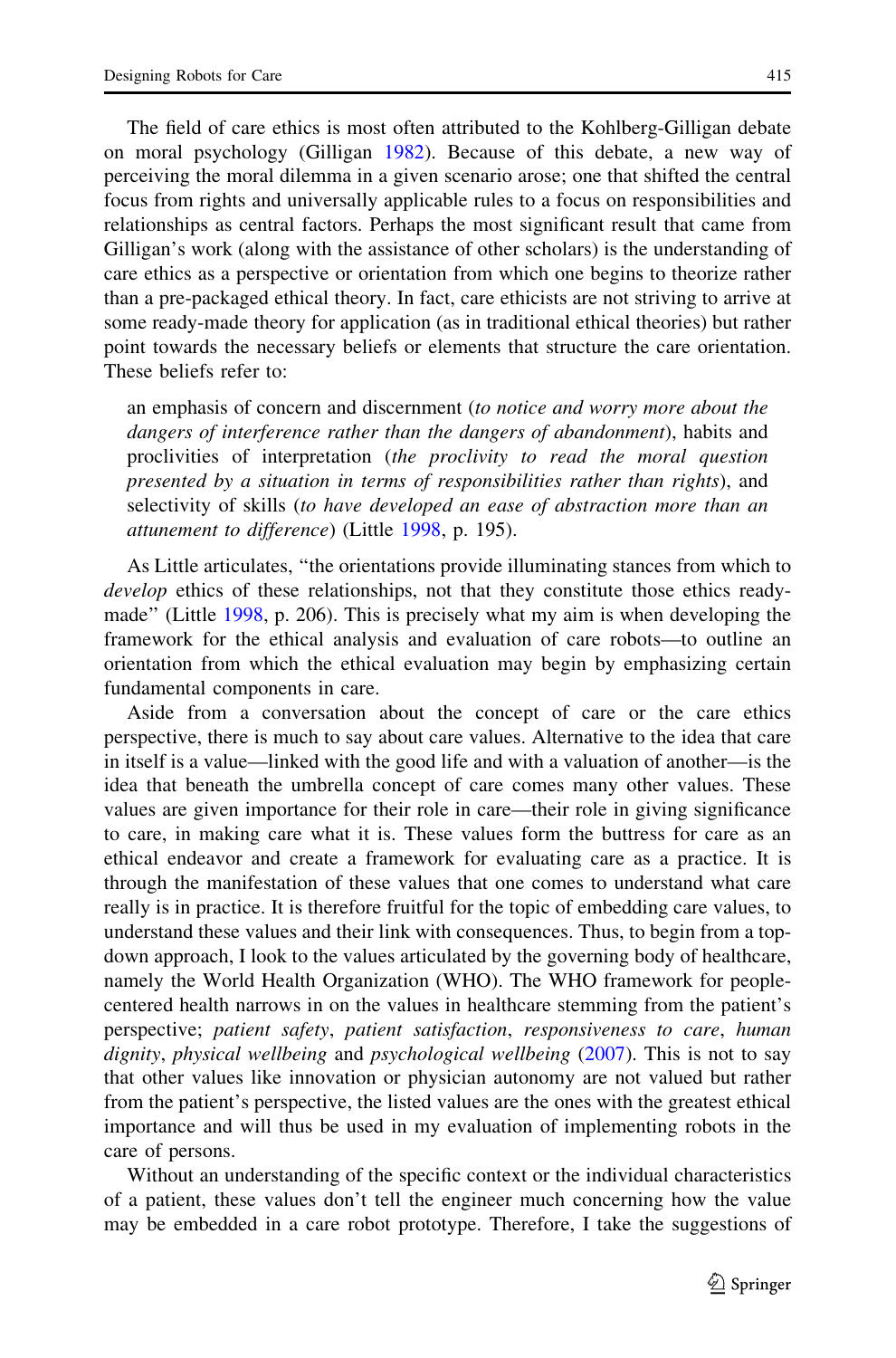The field of care ethics is most often attributed to the Kohlberg-Gilligan debate on moral psychology (Gilligan 1982). Because of this debate, a new way of perceiving the moral dilemma in a given scenario arose; one that shifted the central focus from rights and universally applicable rules to a focus on responsibilities and relationships as central factors. Perhaps the most significant result that came from Gilligan's work (along with the assistance of other scholars) is the understanding of care ethics as a perspective or orientation from which one begins to theorize rather than a pre-packaged ethical theory. In fact, care ethicists are not striving to arrive at some ready-made theory for application (as in traditional ethical theories) but rather point towards the necessary beliefs or elements that structure the care orientation. These beliefs refer to:

> an emphasis of concern and discernment (*to notice and worry more about the dangers of interference rather than the dangers of abandonment*), habits and proclivities of interpretation (*the proclivity to read the moral question presented by a situation in terms of responsibilities rather than rights*), and selectivity of skills (*to have developed an ease of abstraction more than an attunement to difference*) (Little 1998, p. 195).

As Little articulates, "the orientations provide illuminating stances from which to *develop* ethics of these relationships, not that they constitute those ethics ready-made" (Little 1998, p. 206). This is precisely what my aim is when developing the framework for the ethical analysis and evaluation of care robots—to outline an orientation from which the ethical evaluation may begin by emphasizing certain fundamental components in care.

Aside from a conversation about the concept of care or the care ethics perspective, there is much to say about care values. Alternative to the idea that care in itself is a value—linked with the good life and with a valuation of another—is the idea that beneath the umbrella concept of care comes many other values. These values are given importance for their role in care—their role in giving significance to care, in making care what it is. These values form the buttress for care as an ethical endeavor and create a framework for evaluating care as a practice. It is through the manifestation of these values that one comes to understand what care really is in practice. It is therefore fruitful for the topic of embedding care values, to understand these values and their link with consequences. Thus, to begin from a top-down approach, I look to the values articulated by the governing body of healthcare, namely the World Health Organization (WHO). The WHO framework for people-centered health narrows in on the values in healthcare stemming from the patient's perspective; *patient safety*, *patient satisfaction*, *responsiveness to care*, *human dignity*, *physical wellbeing* and *psychological wellbeing* (2007). This is not to say that other values like innovation or physician autonomy are not valued but rather from the patient's perspective, the listed values are the ones with the greatest ethical importance and will thus be used in my evaluation of implementing robots in the care of persons.

Without an understanding of the specific context or the individual characteristics of a patient, these values don't tell the engineer much concerning how the value may be embedded in a care robot prototype. Therefore, I take the suggestions of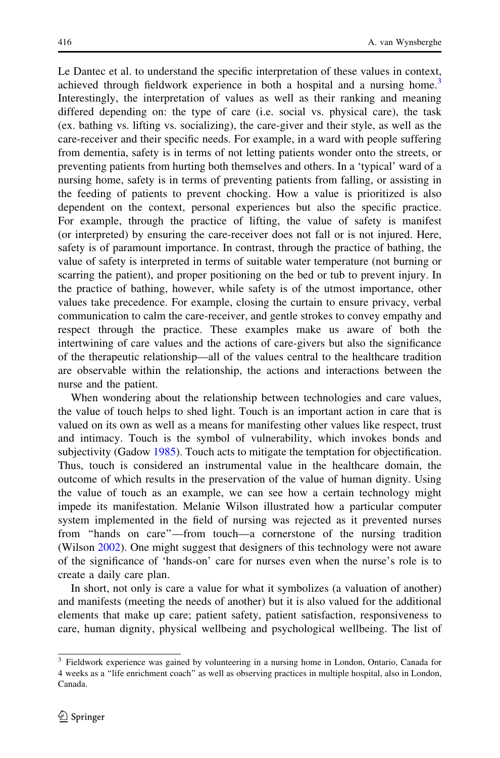Le Dantec et al. to understand the specific interpretation of these values in context, achieved through fieldwork experience in both a hospital and a nursing home.[3] Interestingly, the interpretation of values as well as their ranking and meaning differed depending on: the type of care (i.e. social vs. physical care), the task (ex. bathing vs. lifting vs. socializing), the care-giver and their style, as well as the care-receiver and their specific needs. For example, in a ward with people suffering from dementia, safety is in terms of not letting patients wonder onto the streets, or preventing patients from hurting both themselves and others. In a 'typical' ward of a nursing home, safety is in terms of preventing patients from falling, or assisting in the feeding of patients to prevent chocking. How a value is prioritized is also dependent on the context, personal experiences but also the specific practice. For example, through the practice of lifting, the value of safety is manifest (or interpreted) by ensuring the care-receiver does not fall or is not injured. Here, safety is of paramount importance. In contrast, through the practice of bathing, the value of safety is interpreted in terms of suitable water temperature (not burning or scarring the patient), and proper positioning on the bed or tub to prevent injury. In the practice of bathing, however, while safety is of the utmost importance, other values take precedence. For example, closing the curtain to ensure privacy, verbal communication to calm the care-receiver, and gentle strokes to convey empathy and respect through the practice. These examples make us aware of both the intertwining of care values and the actions of care-givers but also the significance of the therapeutic relationship—all of the values central to the healthcare tradition are observable within the relationship, the actions and interactions between the nurse and the patient.

When wondering about the relationship between technologies and care values, the value of touch helps to shed light. Touch is an important action in care that is valued on its own as well as a means for manifesting other values like respect, trust and intimacy. Touch is the symbol of vulnerability, which invokes bonds and subjectivity (Gadow 1985). Touch acts to mitigate the temptation for objectification. Thus, touch is considered an instrumental value in the healthcare domain, the outcome of which results in the preservation of the value of human dignity. Using the value of touch as an example, we can see how a certain technology might impede its manifestation. Melanie Wilson illustrated how a particular computer system implemented in the field of nursing was rejected as it prevented nurses from "hands on care"—from touch—a cornerstone of the nursing tradition (Wilson 2002). One might suggest that designers of this technology were not aware of the significance of 'hands-on' care for nurses even when the nurse's role is to create a daily care plan.

In short, not only is care a value for what it symbolizes (a valuation of another) and manifests (meeting the needs of another) but it is also valued for the additional elements that make up care; patient safety, patient satisfaction, responsiveness to care, human dignity, physical wellbeing and psychological wellbeing. The list of

[3] Fieldwork experience was gained by volunteering in a nursing home in London, Ontario, Canada for 4 weeks as a "life enrichment coach" as well as observing practices in multiple hospital, also in London, Canada.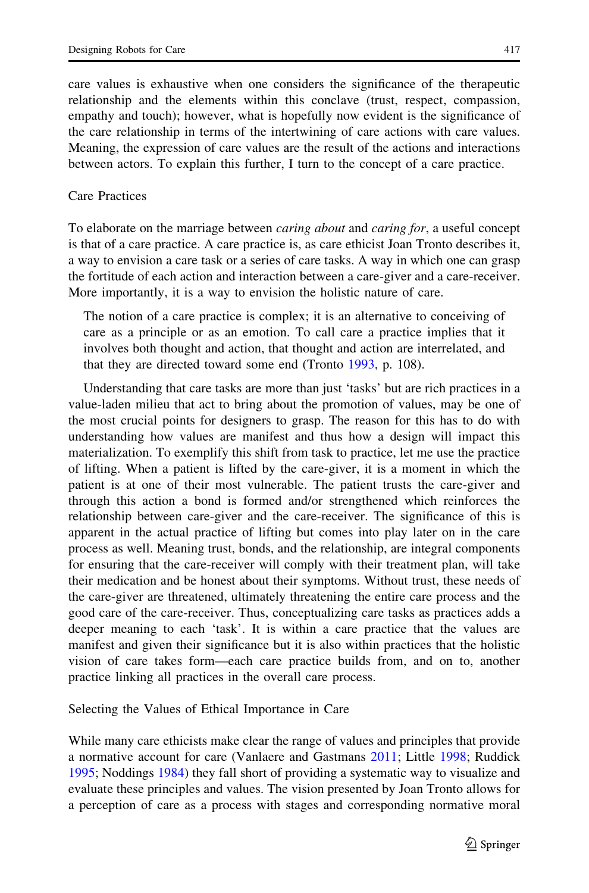care values is exhaustive when one considers the significance of the therapeutic relationship and the elements within this conclave (trust, respect, compassion, empathy and touch); however, what is hopefully now evident is the significance of the care relationship in terms of the intertwining of care actions with care values. Meaning, the expression of care values are the result of the actions and interactions between actors. To explain this further, I turn to the concept of a care practice.

### Care Practices

To elaborate on the marriage between *caring about* and *caring for*, a useful concept is that of a care practice. A care practice is, as care ethicist Joan Tronto describes it, a way to envision a care task or a series of care tasks. A way in which one can grasp the fortitude of each action and interaction between a care-giver and a care-receiver. More importantly, it is a way to envision the holistic nature of care.

> The notion of a care practice is complex; it is an alternative to conceiving of care as a principle or as an emotion. To call care a practice implies that it involves both thought and action, that thought and action are interrelated, and that they are directed toward some end (Tronto 1993, p. 108).

Understanding that care tasks are more than just 'tasks' but are rich practices in a value-laden milieu that act to bring about the promotion of values, may be one of the most crucial points for designers to grasp. The reason for this has to do with understanding how values are manifest and thus how a design will impact this materialization. To exemplify this shift from task to practice, let me use the practice of lifting. When a patient is lifted by the care-giver, it is a moment in which the patient is at one of their most vulnerable. The patient trusts the care-giver and through this action a bond is formed and/or strengthened which reinforces the relationship between care-giver and the care-receiver. The significance of this is apparent in the actual practice of lifting but comes into play later on in the care process as well. Meaning trust, bonds, and the relationship, are integral components for ensuring that the care-receiver will comply with their treatment plan, will take their medication and be honest about their symptoms. Without trust, these needs of the care-giver are threatened, ultimately threatening the entire care process and the good care of the care-receiver. Thus, conceptualizing care tasks as practices adds a deeper meaning to each 'task'. It is within a care practice that the values are manifest and given their significance but it is also within practices that the holistic vision of care takes form—each care practice builds from, and on to, another practice linking all practices in the overall care process.

### Selecting the Values of Ethical Importance in Care

While many care ethicists make clear the range of values and principles that provide a normative account for care (Vanlaere and Gastmans 2011; Little 1998; Ruddick 1995; Noddings 1984) they fall short of providing a systematic way to visualize and evaluate these principles and values. The vision presented by Joan Tronto allows for a perception of care as a process with stages and corresponding normative moral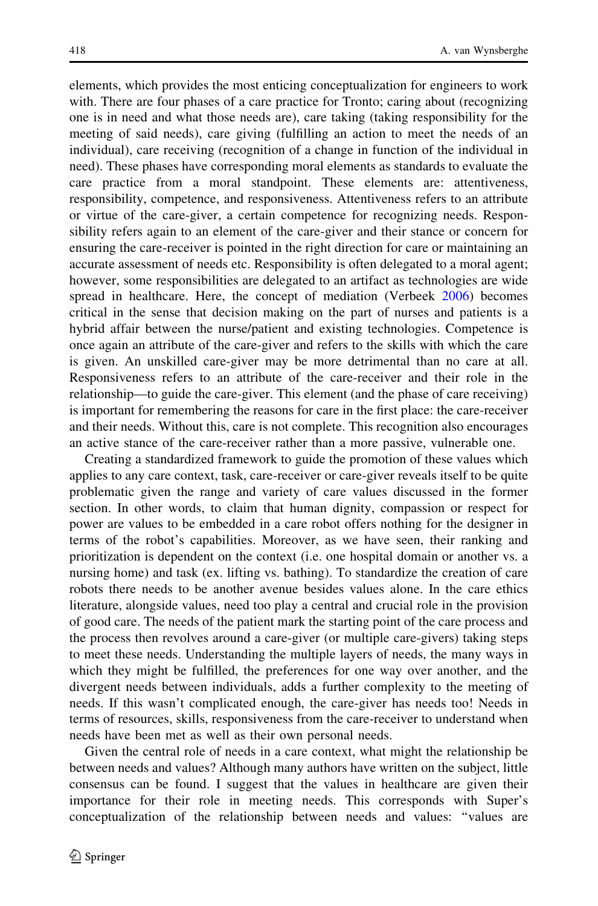elements, which provides the most enticing conceptualization for engineers to work with. There are four phases of a care practice for Tronto; caring about (recognizing one is in need and what those needs are), care taking (taking responsibility for the meeting of said needs), care giving (fulfilling an action to meet the needs of an individual), care receiving (recognition of a change in function of the individual in need). These phases have corresponding moral elements as standards to evaluate the care practice from a moral standpoint. These elements are: attentiveness, responsibility, competence, and responsiveness. Attentiveness refers to an attribute or virtue of the care-giver, a certain competence for recognizing needs. Responsibility refers again to an element of the care-giver and their stance or concern for ensuring the care-receiver is pointed in the right direction for care or maintaining an accurate assessment of needs etc. Responsibility is often delegated to a moral agent; however, some responsibilities are delegated to an artifact as technologies are wide spread in healthcare. Here, the concept of mediation (Verbeek 2006) becomes critical in the sense that decision making on the part of nurses and patients is a hybrid affair between the nurse/patient and existing technologies. Competence is once again an attribute of the care-giver and refers to the skills with which the care is given. An unskilled care-giver may be more detrimental than no care at all. Responsiveness refers to an attribute of the care-receiver and their role in the relationship—to guide the care-giver. This element (and the phase of care receiving) is important for remembering the reasons for care in the first place: the care-receiver and their needs. Without this, care is not complete. This recognition also encourages an active stance of the care-receiver rather than a more passive, vulnerable one.

Creating a standardized framework to guide the promotion of these values which applies to any care context, task, care-receiver or care-giver reveals itself to be quite problematic given the range and variety of care values discussed in the former section. In other words, to claim that human dignity, compassion or respect for power are values to be embedded in a care robot offers nothing for the designer in terms of the robot's capabilities. Moreover, as we have seen, their ranking and prioritization is dependent on the context (i.e. one hospital domain or another vs. a nursing home) and task (ex. lifting vs. bathing). To standardize the creation of care robots there needs to be another avenue besides values alone. In the care ethics literature, alongside values, need too play a central and crucial role in the provision of good care. The needs of the patient mark the starting point of the care process and the process then revolves around a care-giver (or multiple care-givers) taking steps to meet these needs. Understanding the multiple layers of needs, the many ways in which they might be fulfilled, the preferences for one way over another, and the divergent needs between individuals, adds a further complexity to the meeting of needs. If this wasn't complicated enough, the care-giver has needs too! Needs in terms of resources, skills, responsiveness from the care-receiver to understand when needs have been met as well as their own personal needs.

Given the central role of needs in a care context, what might the relationship be between needs and values? Although many authors have written on the subject, little consensus can be found. I suggest that the values in healthcare are given their importance for their role in meeting needs. This corresponds with Super's conceptualization of the relationship between needs and values: "values are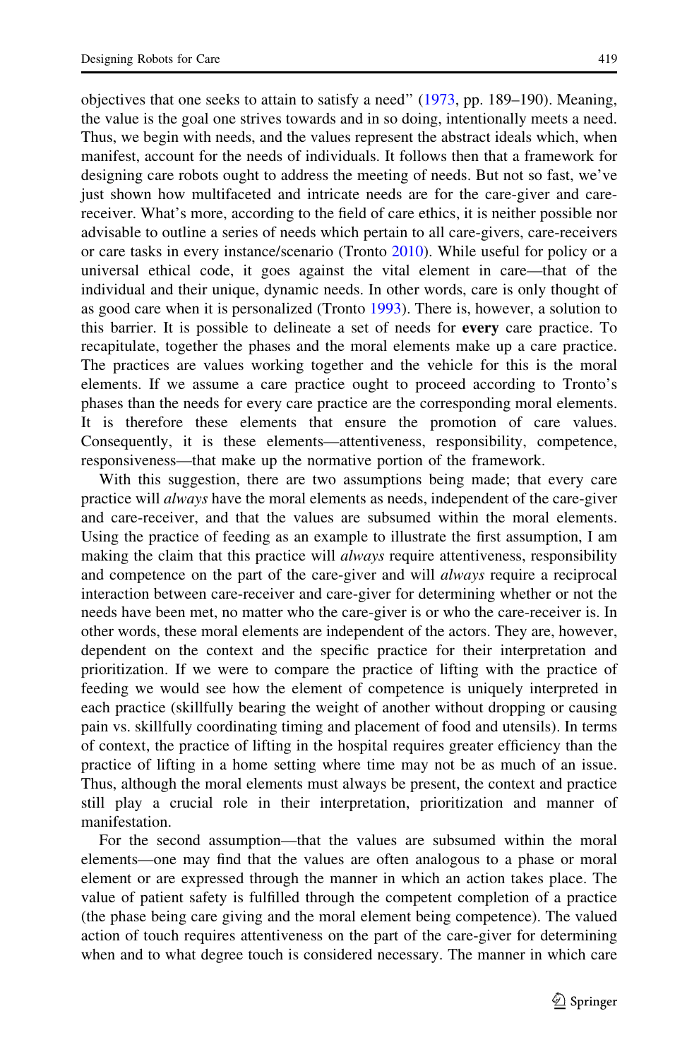objectives that one seeks to attain to satisfy a need" (1973, pp. 189–190). Meaning, the value is the goal one strives towards and in so doing, intentionally meets a need. Thus, we begin with needs, and the values represent the abstract ideals which, when manifest, account for the needs of individuals. It follows then that a framework for designing care robots ought to address the meeting of needs. But not so fast, we've just shown how multifaceted and intricate needs are for the care-giver and care-receiver. What's more, according to the field of care ethics, it is neither possible nor advisable to outline a series of needs which pertain to all care-givers, care-receivers or care tasks in every instance/scenario (Tronto 2010). While useful for policy or a universal ethical code, it goes against the vital element in care—that of the individual and their unique, dynamic needs. In other words, care is only thought of as good care when it is personalized (Tronto 1993). There is, however, a solution to this barrier. It is possible to delineate a set of needs for **every** care practice. To recapitulate, together the phases and the moral elements make up a care practice. The practices are values working together and the vehicle for this is the moral elements. If we assume a care practice ought to proceed according to Tronto's phases than the needs for every care practice are the corresponding moral elements. It is therefore these elements that ensure the promotion of care values. Consequently, it is these elements—attentiveness, responsibility, competence, responsiveness—that make up the normative portion of the framework.

With this suggestion, there are two assumptions being made; that every care practice will *always* have the moral elements as needs, independent of the care-giver and care-receiver, and that the values are subsumed within the moral elements. Using the practice of feeding as an example to illustrate the first assumption, I am making the claim that this practice will *always* require attentiveness, responsibility and competence on the part of the care-giver and will *always* require a reciprocal interaction between care-receiver and care-giver for determining whether or not the needs have been met, no matter who the care-giver is or who the care-receiver is. In other words, these moral elements are independent of the actors. They are, however, dependent on the context and the specific practice for their interpretation and prioritization. If we were to compare the practice of lifting with the practice of feeding we would see how the element of competence is uniquely interpreted in each practice (skillfully bearing the weight of another without dropping or causing pain vs. skillfully coordinating timing and placement of food and utensils). In terms of context, the practice of lifting in the hospital requires greater efficiency than the practice of lifting in a home setting where time may not be as much of an issue. Thus, although the moral elements must always be present, the context and practice still play a crucial role in their interpretation, prioritization and manner of manifestation.

For the second assumption—that the values are subsumed within the moral elements—one may find that the values are often analogous to a phase or moral element or are expressed through the manner in which an action takes place. The value of patient safety is fulfilled through the competent completion of a practice (the phase being care giving and the moral element being competence). The valued action of touch requires attentiveness on the part of the care-giver for determining when and to what degree touch is considered necessary. The manner in which care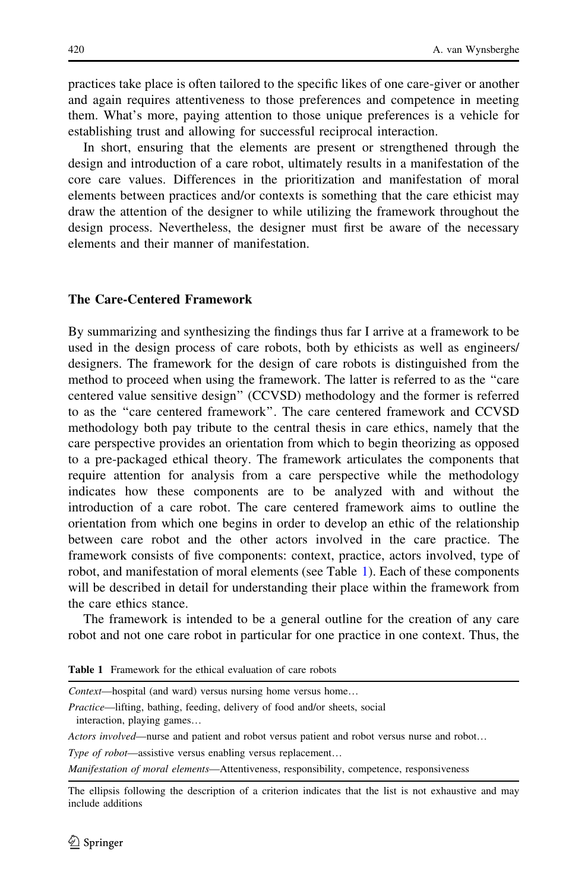practices take place is often tailored to the specific likes of one care-giver or another and again requires attentiveness to those preferences and competence in meeting them. What's more, paying attention to those unique preferences is a vehicle for establishing trust and allowing for successful reciprocal interaction.

In short, ensuring that the elements are present or strengthened through the design and introduction of a care robot, ultimately results in a manifestation of the core care values. Differences in the prioritization and manifestation of moral elements between practices and/or contexts is something that the care ethicist may draw the attention of the designer to while utilizing the framework throughout the design process. Nevertheless, the designer must first be aware of the necessary elements and their manner of manifestation.

## The Care-Centered Framework

By summarizing and synthesizing the findings thus far I arrive at a framework to be used in the design process of care robots, both by ethicists as well as engineers/designers. The framework for the design of care robots is distinguished from the method to proceed when using the framework. The latter is referred to as the "care centered value sensitive design" (CCVSD) methodology and the former is referred to as the "care centered framework". The care centered framework and CCVSD methodology both pay tribute to the central thesis in care ethics, namely that the care perspective provides an orientation from which to begin theorizing as opposed to a pre-packaged ethical theory. The framework articulates the components that require attention for analysis from a care perspective while the methodology indicates how these components are to be analyzed with and without the introduction of a care robot. The care centered framework aims to outline the orientation from which one begins in order to develop an ethic of the relationship between care robot and the other actors involved in the care practice. The framework consists of five components: context, practice, actors involved, type of robot, and manifestation of moral elements (see Table 1). Each of these components will be described in detail for understanding their place within the framework from the care ethics stance.

The framework is intended to be a general outline for the creation of any care robot and not one care robot in particular for one practice in one context. Thus, the

**Table 1** Framework for the ethical evaluation of care robots

| |
|---|
| *Context*—hospital (and ward) versus nursing home versus home… |
| *Practice*—lifting, bathing, feeding, delivery of food and/or sheets, social interaction, playing games… |
| *Actors involved*—nurse and patient and robot versus patient and robot versus nurse and robot… |
| *Type of robot*—assistive versus enabling versus replacement… |
| *Manifestation of moral elements*—Attentiveness, responsibility, competence, responsiveness |

The ellipsis following the description of a criterion indicates that the list is not exhaustive and may include additions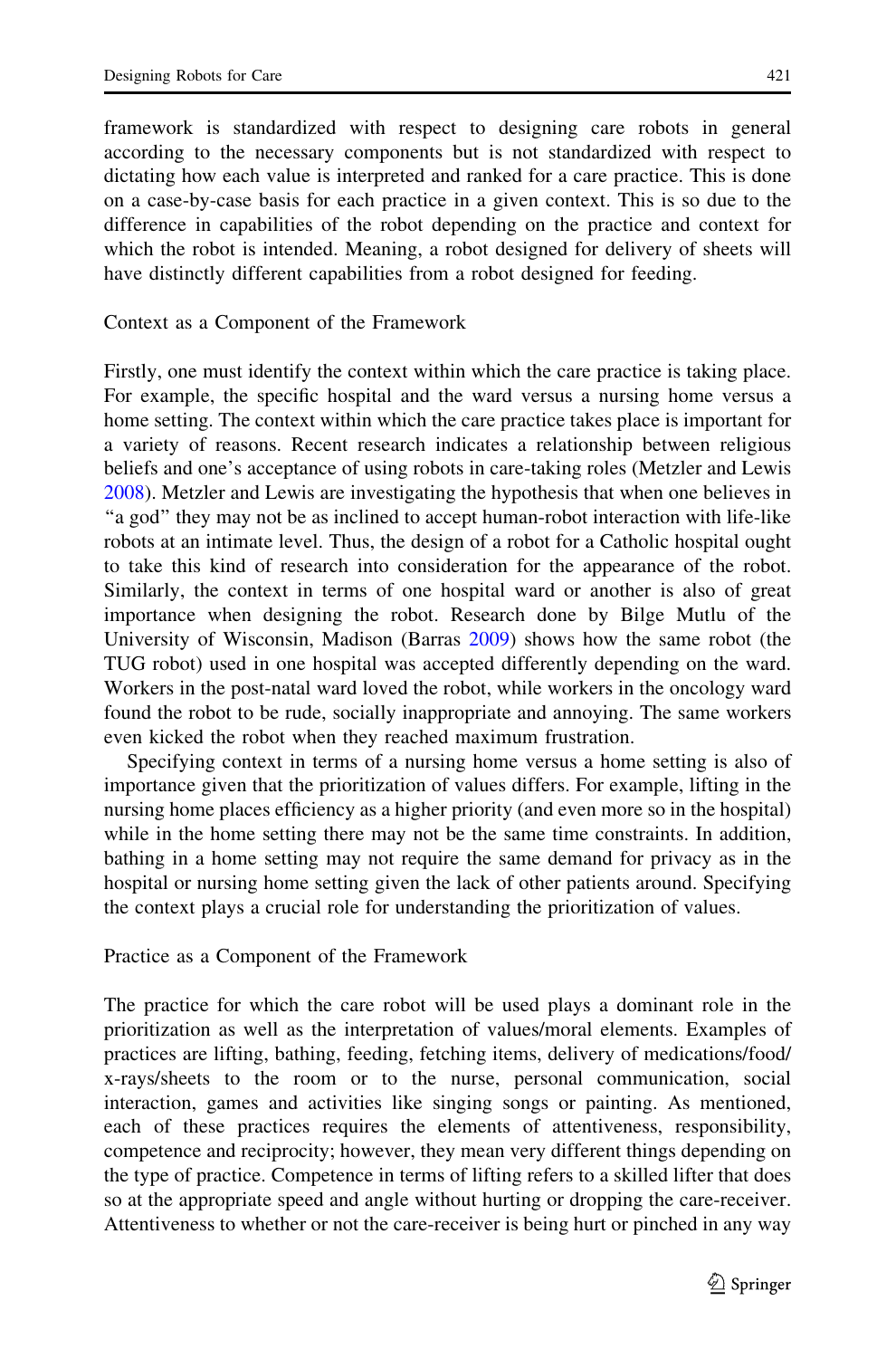framework is standardized with respect to designing care robots in general according to the necessary components but is not standardized with respect to dictating how each value is interpreted and ranked for a care practice. This is done on a case-by-case basis for each practice in a given context. This is so due to the difference in capabilities of the robot depending on the practice and context for which the robot is intended. Meaning, a robot designed for delivery of sheets will have distinctly different capabilities from a robot designed for feeding.

### Context as a Component of the Framework

Firstly, one must identify the context within which the care practice is taking place. For example, the specific hospital and the ward versus a nursing home versus a home setting. The context within which the care practice takes place is important for a variety of reasons. Recent research indicates a relationship between religious beliefs and one's acceptance of using robots in care-taking roles (Metzler and Lewis 2008). Metzler and Lewis are investigating the hypothesis that when one believes in "a god" they may not be as inclined to accept human-robot interaction with life-like robots at an intimate level. Thus, the design of a robot for a Catholic hospital ought to take this kind of research into consideration for the appearance of the robot. Similarly, the context in terms of one hospital ward or another is also of great importance when designing the robot. Research done by Bilge Mutlu of the University of Wisconsin, Madison (Barras 2009) shows how the same robot (the TUG robot) used in one hospital was accepted differently depending on the ward. Workers in the post-natal ward loved the robot, while workers in the oncology ward found the robot to be rude, socially inappropriate and annoying. The same workers even kicked the robot when they reached maximum frustration.

Specifying context in terms of a nursing home versus a home setting is also of importance given that the prioritization of values differs. For example, lifting in the nursing home places efficiency as a higher priority (and even more so in the hospital) while in the home setting there may not be the same time constraints. In addition, bathing in a home setting may not require the same demand for privacy as in the hospital or nursing home setting given the lack of other patients around. Specifying the context plays a crucial role for understanding the prioritization of values.

### Practice as a Component of the Framework

The practice for which the care robot will be used plays a dominant role in the prioritization as well as the interpretation of values/moral elements. Examples of practices are lifting, bathing, feeding, fetching items, delivery of medications/food/x-rays/sheets to the room or to the nurse, personal communication, social interaction, games and activities like singing songs or painting. As mentioned, each of these practices requires the elements of attentiveness, responsibility, competence and reciprocity; however, they mean very different things depending on the type of practice. Competence in terms of lifting refers to a skilled lifter that does so at the appropriate speed and angle without hurting or dropping the care-receiver. Attentiveness to whether or not the care-receiver is being hurt or pinched in any way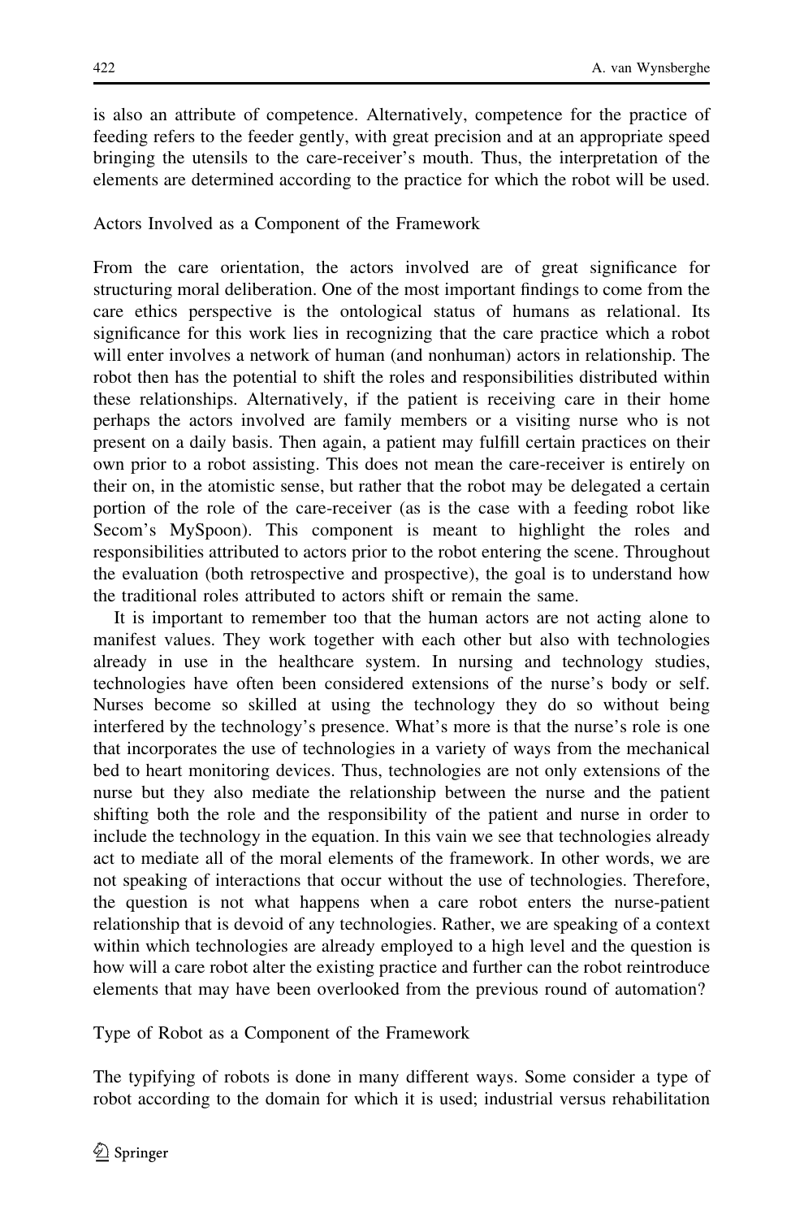is also an attribute of competence. Alternatively, competence for the practice of feeding refers to the feeder gently, with great precision and at an appropriate speed bringing the utensils to the care-receiver's mouth. Thus, the interpretation of the elements are determined according to the practice for which the robot will be used.

### Actors Involved as a Component of the Framework

From the care orientation, the actors involved are of great significance for structuring moral deliberation. One of the most important findings to come from the care ethics perspective is the ontological status of humans as relational. Its significance for this work lies in recognizing that the care practice which a robot will enter involves a network of human (and nonhuman) actors in relationship. The robot then has the potential to shift the roles and responsibilities distributed within these relationships. Alternatively, if the patient is receiving care in their home perhaps the actors involved are family members or a visiting nurse who is not present on a daily basis. Then again, a patient may fulfill certain practices on their own prior to a robot assisting. This does not mean the care-receiver is entirely on their on, in the atomistic sense, but rather that the robot may be delegated a certain portion of the role of the care-receiver (as is the case with a feeding robot like Secom's MySpoon). This component is meant to highlight the roles and responsibilities attributed to actors prior to the robot entering the scene. Throughout the evaluation (both retrospective and prospective), the goal is to understand how the traditional roles attributed to actors shift or remain the same.

It is important to remember too that the human actors are not acting alone to manifest values. They work together with each other but also with technologies already in use in the healthcare system. In nursing and technology studies, technologies have often been considered extensions of the nurse's body or self. Nurses become so skilled at using the technology they do so without being interfered by the technology's presence. What's more is that the nurse's role is one that incorporates the use of technologies in a variety of ways from the mechanical bed to heart monitoring devices. Thus, technologies are not only extensions of the nurse but they also mediate the relationship between the nurse and the patient shifting both the role and the responsibility of the patient and nurse in order to include the technology in the equation. In this vain we see that technologies already act to mediate all of the moral elements of the framework. In other words, we are not speaking of interactions that occur without the use of technologies. Therefore, the question is not what happens when a care robot enters the nurse-patient relationship that is devoid of any technologies. Rather, we are speaking of a context within which technologies are already employed to a high level and the question is how will a care robot alter the existing practice and further can the robot reintroduce elements that may have been overlooked from the previous round of automation?

### Type of Robot as a Component of the Framework

The typifying of robots is done in many different ways. Some consider a type of robot according to the domain for which it is used; industrial versus rehabilitation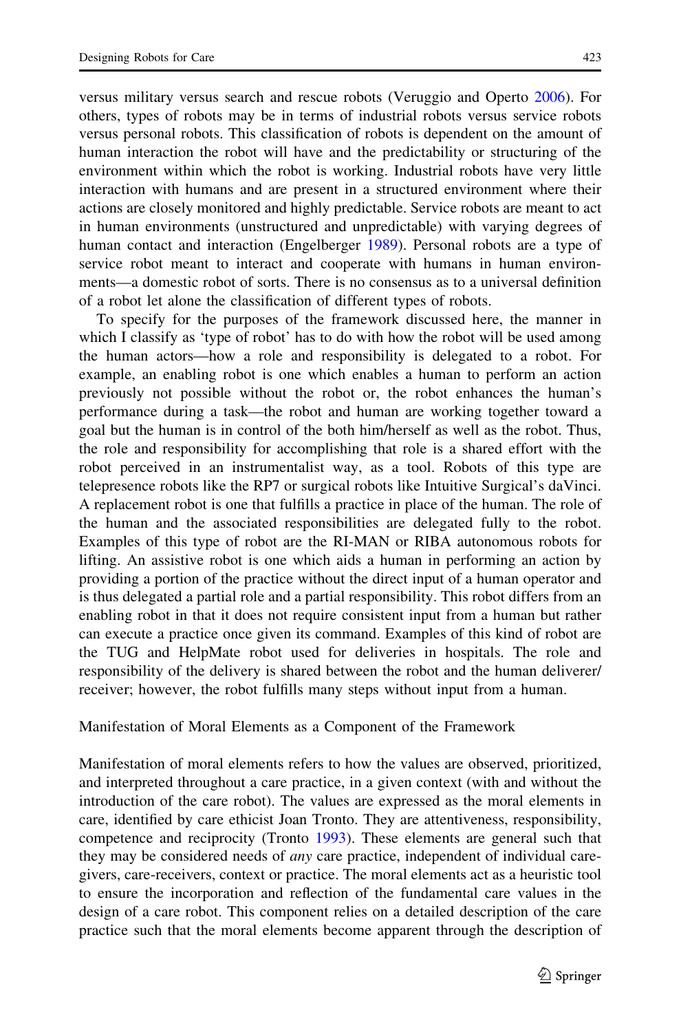versus military versus search and rescue robots (Veruggio and Operto 2006). For others, types of robots may be in terms of industrial robots versus service robots versus personal robots. This classification of robots is dependent on the amount of human interaction the robot will have and the predictability or structuring of the environment within which the robot is working. Industrial robots have very little interaction with humans and are present in a structured environment where their actions are closely monitored and highly predictable. Service robots are meant to act in human environments (unstructured and unpredictable) with varying degrees of human contact and interaction (Engelberger 1989). Personal robots are a type of service robot meant to interact and cooperate with humans in human environments—a domestic robot of sorts. There is no consensus as to a universal definition of a robot let alone the classification of different types of robots.

To specify for the purposes of the framework discussed here, the manner in which I classify as 'type of robot' has to do with how the robot will be used among the human actors—how a role and responsibility is delegated to a robot. For example, an enabling robot is one which enables a human to perform an action previously not possible without the robot or, the robot enhances the human's performance during a task—the robot and human are working together toward a goal but the human is in control of the both him/herself as well as the robot. Thus, the role and responsibility for accomplishing that role is a shared effort with the robot perceived in an instrumentalist way, as a tool. Robots of this type are telepresence robots like the RP7 or surgical robots like Intuitive Surgical's daVinci. A replacement robot is one that fulfills a practice in place of the human. The role of the human and the associated responsibilities are delegated fully to the robot. Examples of this type of robot are the RI-MAN or RIBA autonomous robots for lifting. An assistive robot is one which aids a human in performing an action by providing a portion of the practice without the direct input of a human operator and is thus delegated a partial role and a partial responsibility. This robot differs from an enabling robot in that it does not require consistent input from a human but rather can execute a practice once given its command. Examples of this kind of robot are the TUG and HelpMate robot used for deliveries in hospitals. The role and responsibility of the delivery is shared between the robot and the human deliverer/receiver; however, the robot fulfills many steps without input from a human.

### Manifestation of Moral Elements as a Component of the Framework

Manifestation of moral elements refers to how the values are observed, prioritized, and interpreted throughout a care practice, in a given context (with and without the introduction of the care robot). The values are expressed as the moral elements in care, identified by care ethicist Joan Tronto. They are attentiveness, responsibility, competence and reciprocity (Tronto 1993). These elements are general such that they may be considered needs of *any* care practice, independent of individual care-givers, care-receivers, context or practice. The moral elements act as a heuristic tool to ensure the incorporation and reflection of the fundamental care values in the design of a care robot. This component relies on a detailed description of the care practice such that the moral elements become apparent through the description of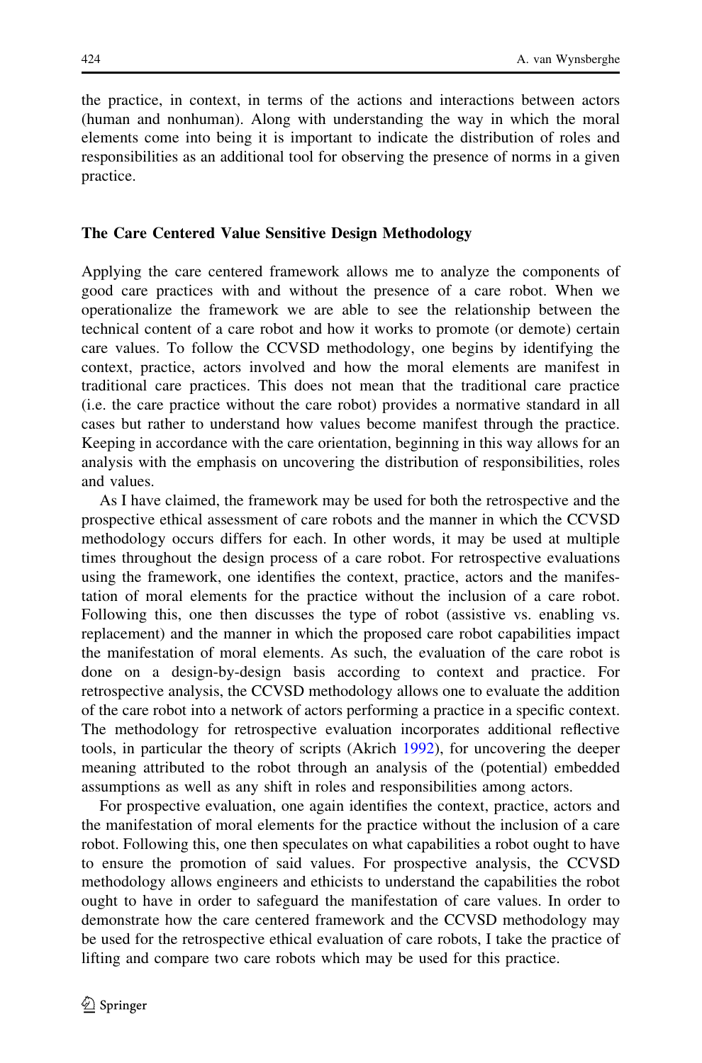the practice, in context, in terms of the actions and interactions between actors (human and nonhuman). Along with understanding the way in which the moral elements come into being it is important to indicate the distribution of roles and responsibilities as an additional tool for observing the presence of norms in a given practice.

### The Care Centered Value Sensitive Design Methodology

Applying the care centered framework allows me to analyze the components of good care practices with and without the presence of a care robot. When we operationalize the framework we are able to see the relationship between the technical content of a care robot and how it works to promote (or demote) certain care values. To follow the CCVSD methodology, one begins by identifying the context, practice, actors involved and how the moral elements are manifest in traditional care practices. This does not mean that the traditional care practice (i.e. the care practice without the care robot) provides a normative standard in all cases but rather to understand how values become manifest through the practice. Keeping in accordance with the care orientation, beginning in this way allows for an analysis with the emphasis on uncovering the distribution of responsibilities, roles and values.

As I have claimed, the framework may be used for both the retrospective and the prospective ethical assessment of care robots and the manner in which the CCVSD methodology occurs differs for each. In other words, it may be used at multiple times throughout the design process of a care robot. For retrospective evaluations using the framework, one identifies the context, practice, actors and the manifestation of moral elements for the practice without the inclusion of a care robot. Following this, one then discusses the type of robot (assistive vs. enabling vs. replacement) and the manner in which the proposed care robot capabilities impact the manifestation of moral elements. As such, the evaluation of the care robot is done on a design-by-design basis according to context and practice. For retrospective analysis, the CCVSD methodology allows one to evaluate the addition of the care robot into a network of actors performing a practice in a specific context. The methodology for retrospective evaluation incorporates additional reflective tools, in particular the theory of scripts (Akrich 1992), for uncovering the deeper meaning attributed to the robot through an analysis of the (potential) embedded assumptions as well as any shift in roles and responsibilities among actors.

For prospective evaluation, one again identifies the context, practice, actors and the manifestation of moral elements for the practice without the inclusion of a care robot. Following this, one then speculates on what capabilities a robot ought to have to ensure the promotion of said values. For prospective analysis, the CCVSD methodology allows engineers and ethicists to understand the capabilities the robot ought to have in order to safeguard the manifestation of care values. In order to demonstrate how the care centered framework and the CCVSD methodology may be used for the retrospective ethical evaluation of care robots, I take the practice of lifting and compare two care robots which may be used for this practice.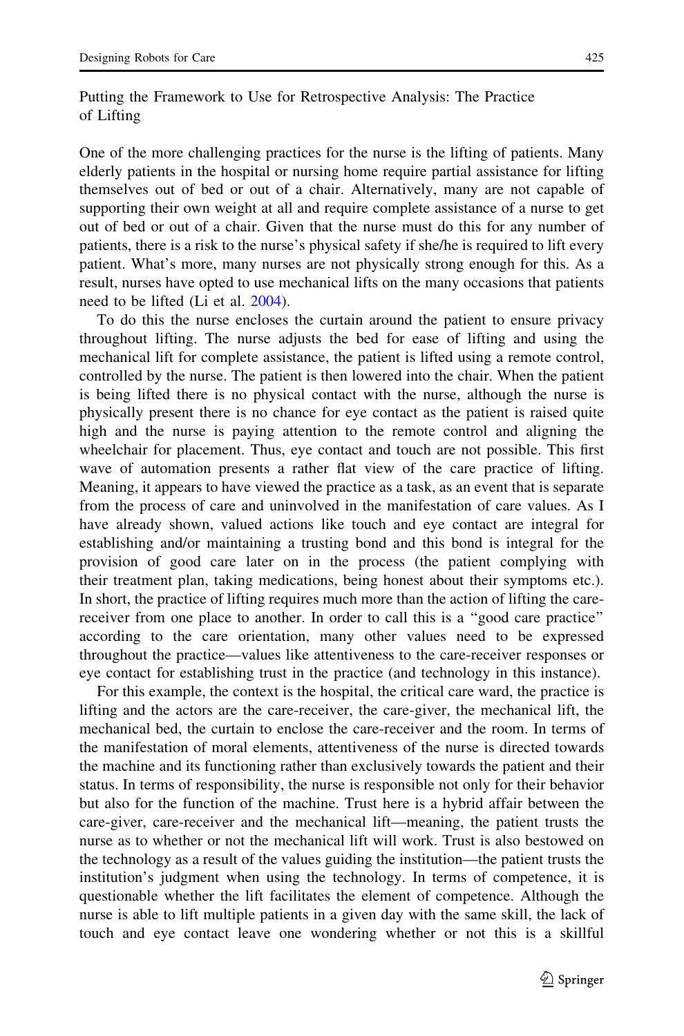Putting the Framework to Use for Retrospective Analysis: The Practice of Lifting

One of the more challenging practices for the nurse is the lifting of patients. Many elderly patients in the hospital or nursing home require partial assistance for lifting themselves out of bed or out of a chair. Alternatively, many are not capable of supporting their own weight at all and require complete assistance of a nurse to get out of bed or out of a chair. Given that the nurse must do this for any number of patients, there is a risk to the nurse's physical safety if she/he is required to lift every patient. What's more, many nurses are not physically strong enough for this. As a result, nurses have opted to use mechanical lifts on the many occasions that patients need to be lifted (Li et al. 2004).

To do this the nurse encloses the curtain around the patient to ensure privacy throughout lifting. The nurse adjusts the bed for ease of lifting and using the mechanical lift for complete assistance, the patient is lifted using a remote control, controlled by the nurse. The patient is then lowered into the chair. When the patient is being lifted there is no physical contact with the nurse, although the nurse is physically present there is no chance for eye contact as the patient is raised quite high and the nurse is paying attention to the remote control and aligning the wheelchair for placement. Thus, eye contact and touch are not possible. This first wave of automation presents a rather flat view of the care practice of lifting. Meaning, it appears to have viewed the practice as a task, as an event that is separate from the process of care and uninvolved in the manifestation of care values. As I have already shown, valued actions like touch and eye contact are integral for establishing and/or maintaining a trusting bond and this bond is integral for the provision of good care later on in the process (the patient complying with their treatment plan, taking medications, being honest about their symptoms etc.). In short, the practice of lifting requires much more than the action of lifting the care-receiver from one place to another. In order to call this is a "good care practice" according to the care orientation, many other values need to be expressed throughout the practice—values like attentiveness to the care-receiver responses or eye contact for establishing trust in the practice (and technology in this instance).

For this example, the context is the hospital, the critical care ward, the practice is lifting and the actors are the care-receiver, the care-giver, the mechanical lift, the mechanical bed, the curtain to enclose the care-receiver and the room. In terms of the manifestation of moral elements, attentiveness of the nurse is directed towards the machine and its functioning rather than exclusively towards the patient and their status. In terms of responsibility, the nurse is responsible not only for their behavior but also for the function of the machine. Trust here is a hybrid affair between the care-giver, care-receiver and the mechanical lift—meaning, the patient trusts the nurse as to whether or not the mechanical lift will work. Trust is also bestowed on the technology as a result of the values guiding the institution—the patient trusts the institution's judgment when using the technology. In terms of competence, it is questionable whether the lift facilitates the element of competence. Although the nurse is able to lift multiple patients in a given day with the same skill, the lack of touch and eye contact leave one wondering whether or not this is a skillful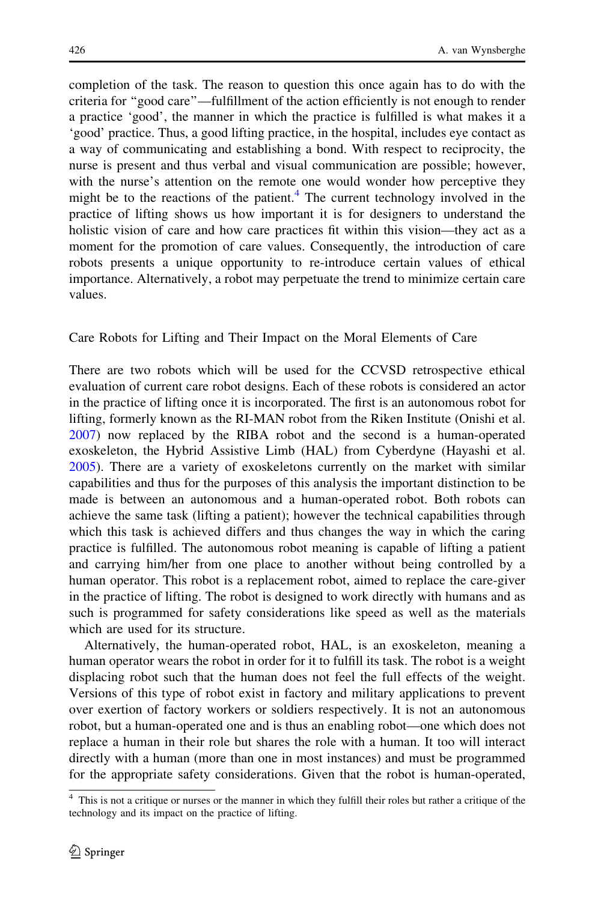completion of the task. The reason to question this once again has to do with the criteria for "good care"—fulfillment of the action efficiently is not enough to render a practice 'good', the manner in which the practice is fulfilled is what makes it a 'good' practice. Thus, a good lifting practice, in the hospital, includes eye contact as a way of communicating and establishing a bond. With respect to reciprocity, the nurse is present and thus verbal and visual communication are possible; however, with the nurse's attention on the remote one would wonder how perceptive they might be to the reactions of the patient.[4] The current technology involved in the practice of lifting shows us how important it is for designers to understand the holistic vision of care and how care practices fit within this vision—they act as a moment for the promotion of care values. Consequently, the introduction of care robots presents a unique opportunity to re-introduce certain values of ethical importance. Alternatively, a robot may perpetuate the trend to minimize certain care values.

## Care Robots for Lifting and Their Impact on the Moral Elements of Care

There are two robots which will be used for the CCVSD retrospective ethical evaluation of current care robot designs. Each of these robots is considered an actor in the practice of lifting once it is incorporated. The first is an autonomous robot for lifting, formerly known as the RI-MAN robot from the Riken Institute (Onishi et al. 2007) now replaced by the RIBA robot and the second is a human-operated exoskeleton, the Hybrid Assistive Limb (HAL) from Cyberdyne (Hayashi et al. 2005). There are a variety of exoskeletons currently on the market with similar capabilities and thus for the purposes of this analysis the important distinction to be made is between an autonomous and a human-operated robot. Both robots can achieve the same task (lifting a patient); however the technical capabilities through which this task is achieved differs and thus changes the way in which the caring practice is fulfilled. The autonomous robot meaning is capable of lifting a patient and carrying him/her from one place to another without being controlled by a human operator. This robot is a replacement robot, aimed to replace the care-giver in the practice of lifting. The robot is designed to work directly with humans and as such is programmed for safety considerations like speed as well as the materials which are used for its structure.

Alternatively, the human-operated robot, HAL, is an exoskeleton, meaning a human operator wears the robot in order for it to fulfill its task. The robot is a weight displacing robot such that the human does not feel the full effects of the weight. Versions of this type of robot exist in factory and military applications to prevent over exertion of factory workers or soldiers respectively. It is not an autonomous robot, but a human-operated one and is thus an enabling robot—one which does not replace a human in their role but shares the role with a human. It too will interact directly with a human (more than one in most instances) and must be programmed for the appropriate safety considerations. Given that the robot is human-operated,

[4] This is not a critique or nurses or the manner in which they fulfill their roles but rather a critique of the technology and its impact on the practice of lifting.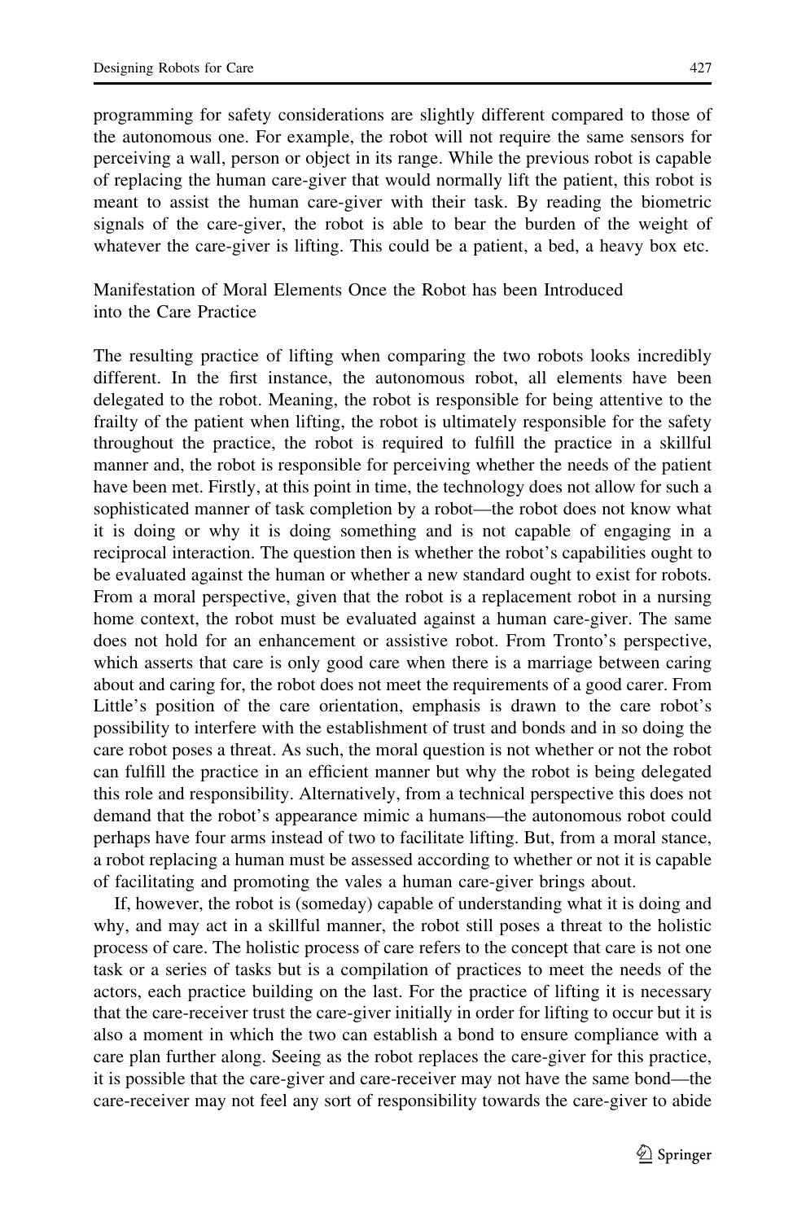programming for safety considerations are slightly different compared to those of the autonomous one. For example, the robot will not require the same sensors for perceiving a wall, person or object in its range. While the previous robot is capable of replacing the human care-giver that would normally lift the patient, this robot is meant to assist the human care-giver with their task. By reading the biometric signals of the care-giver, the robot is able to bear the burden of the weight of whatever the care-giver is lifting. This could be a patient, a bed, a heavy box etc.

### Manifestation of Moral Elements Once the Robot has been Introduced into the Care Practice

The resulting practice of lifting when comparing the two robots looks incredibly different. In the first instance, the autonomous robot, all elements have been delegated to the robot. Meaning, the robot is responsible for being attentive to the frailty of the patient when lifting, the robot is ultimately responsible for the safety throughout the practice, the robot is required to fulfill the practice in a skillful manner and, the robot is responsible for perceiving whether the needs of the patient have been met. Firstly, at this point in time, the technology does not allow for such a sophisticated manner of task completion by a robot—the robot does not know what it is doing or why it is doing something and is not capable of engaging in a reciprocal interaction. The question then is whether the robot's capabilities ought to be evaluated against the human or whether a new standard ought to exist for robots. From a moral perspective, given that the robot is a replacement robot in a nursing home context, the robot must be evaluated against a human care-giver. The same does not hold for an enhancement or assistive robot. From Tronto's perspective, which asserts that care is only good care when there is a marriage between caring about and caring for, the robot does not meet the requirements of a good carer. From Little's position of the care orientation, emphasis is drawn to the care robot's possibility to interfere with the establishment of trust and bonds and in so doing the care robot poses a threat. As such, the moral question is not whether or not the robot can fulfill the practice in an efficient manner but why the robot is being delegated this role and responsibility. Alternatively, from a technical perspective this does not demand that the robot's appearance mimic a humans—the autonomous robot could perhaps have four arms instead of two to facilitate lifting. But, from a moral stance, a robot replacing a human must be assessed according to whether or not it is capable of facilitating and promoting the vales a human care-giver brings about.

If, however, the robot is (someday) capable of understanding what it is doing and why, and may act in a skillful manner, the robot still poses a threat to the holistic process of care. The holistic process of care refers to the concept that care is not one task or a series of tasks but is a compilation of practices to meet the needs of the actors, each practice building on the last. For the practice of lifting it is necessary that the care-receiver trust the care-giver initially in order for lifting to occur but it is also a moment in which the two can establish a bond to ensure compliance with a care plan further along. Seeing as the robot replaces the care-giver for this practice, it is possible that the care-giver and care-receiver may not have the same bond—the care-receiver may not feel any sort of responsibility towards the care-giver to abide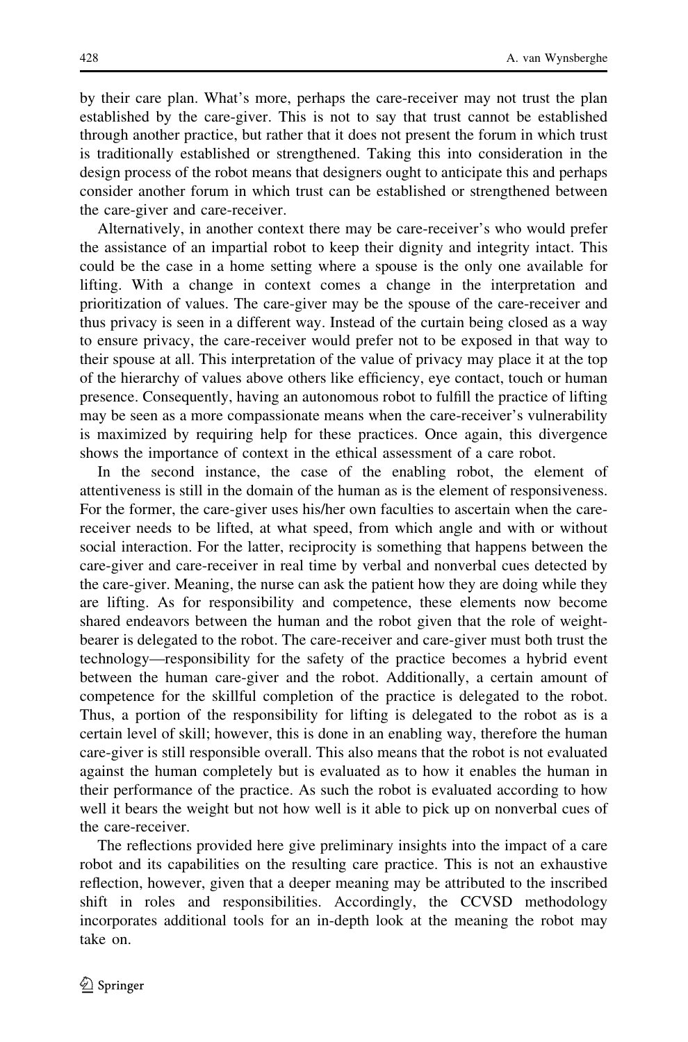by their care plan. What's more, perhaps the care-receiver may not trust the plan established by the care-giver. This is not to say that trust cannot be established through another practice, but rather that it does not present the forum in which trust is traditionally established or strengthened. Taking this into consideration in the design process of the robot means that designers ought to anticipate this and perhaps consider another forum in which trust can be established or strengthened between the care-giver and care-receiver.

Alternatively, in another context there may be care-receiver's who would prefer the assistance of an impartial robot to keep their dignity and integrity intact. This could be the case in a home setting where a spouse is the only one available for lifting. With a change in context comes a change in the interpretation and prioritization of values. The care-giver may be the spouse of the care-receiver and thus privacy is seen in a different way. Instead of the curtain being closed as a way to ensure privacy, the care-receiver would prefer not to be exposed in that way to their spouse at all. This interpretation of the value of privacy may place it at the top of the hierarchy of values above others like efficiency, eye contact, touch or human presence. Consequently, having an autonomous robot to fulfill the practice of lifting may be seen as a more compassionate means when the care-receiver's vulnerability is maximized by requiring help for these practices. Once again, this divergence shows the importance of context in the ethical assessment of a care robot.

In the second instance, the case of the enabling robot, the element of attentiveness is still in the domain of the human as is the element of responsiveness. For the former, the care-giver uses his/her own faculties to ascertain when the care-receiver needs to be lifted, at what speed, from which angle and with or without social interaction. For the latter, reciprocity is something that happens between the care-giver and care-receiver in real time by verbal and nonverbal cues detected by the care-giver. Meaning, the nurse can ask the patient how they are doing while they are lifting. As for responsibility and competence, these elements now become shared endeavors between the human and the robot given that the role of weight-bearer is delegated to the robot. The care-receiver and care-giver must both trust the technology—responsibility for the safety of the practice becomes a hybrid event between the human care-giver and the robot. Additionally, a certain amount of competence for the skillful completion of the practice is delegated to the robot. Thus, a portion of the responsibility for lifting is delegated to the robot as is a certain level of skill; however, this is done in an enabling way, therefore the human care-giver is still responsible overall. This also means that the robot is not evaluated against the human completely but is evaluated as to how it enables the human in their performance of the practice. As such the robot is evaluated according to how well it bears the weight but not how well is it able to pick up on nonverbal cues of the care-receiver.

The reflections provided here give preliminary insights into the impact of a care robot and its capabilities on the resulting care practice. This is not an exhaustive reflection, however, given that a deeper meaning may be attributed to the inscribed shift in roles and responsibilities. Accordingly, the CCVSD methodology incorporates additional tools for an in-depth look at the meaning the robot may take on.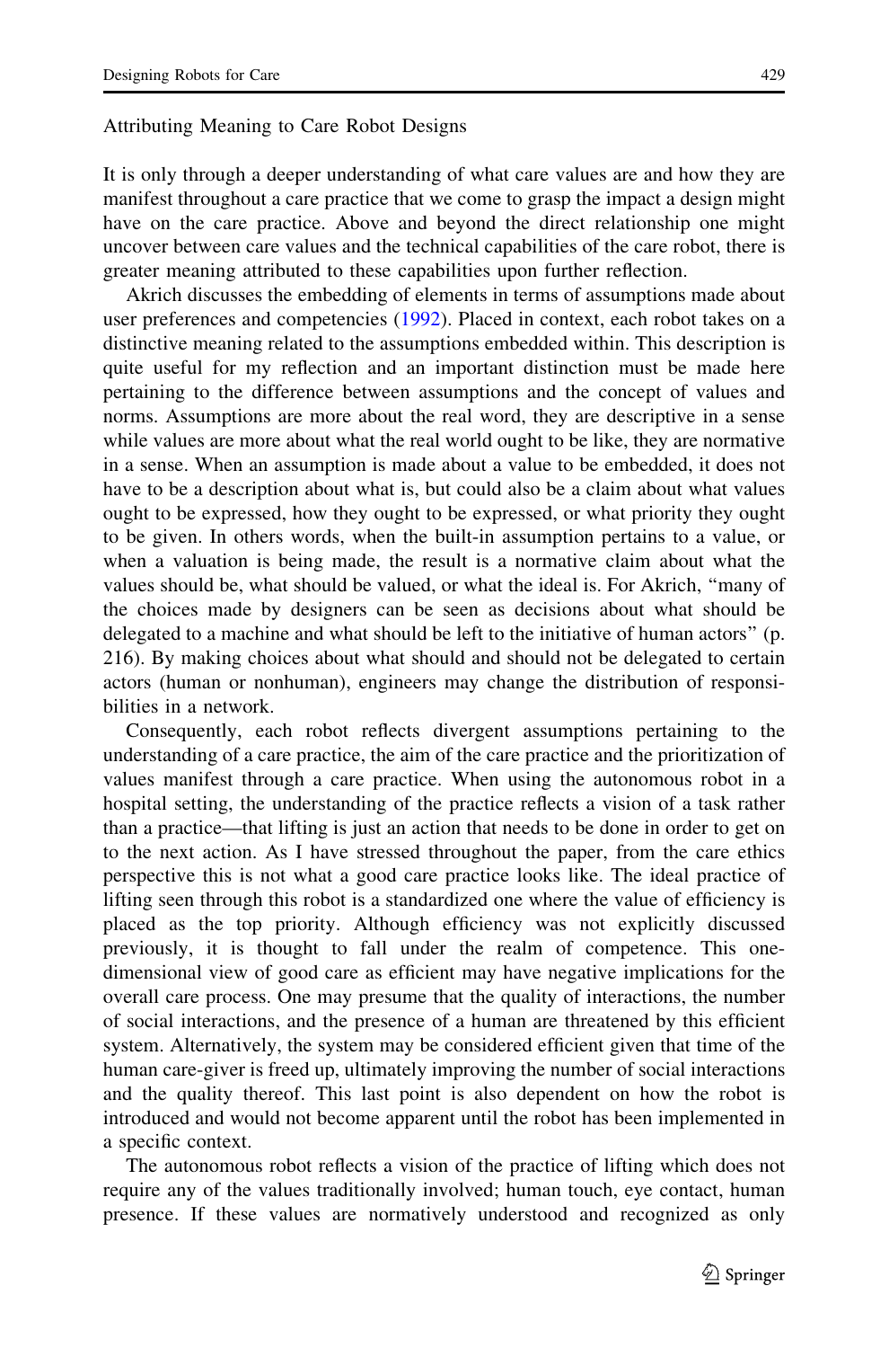### Attributing Meaning to Care Robot Designs

It is only through a deeper understanding of what care values are and how they are manifest throughout a care practice that we come to grasp the impact a design might have on the care practice. Above and beyond the direct relationship one might uncover between care values and the technical capabilities of the care robot, there is greater meaning attributed to these capabilities upon further reflection.

Akrich discusses the embedding of elements in terms of assumptions made about user preferences and competencies (1992). Placed in context, each robot takes on a distinctive meaning related to the assumptions embedded within. This description is quite useful for my reflection and an important distinction must be made here pertaining to the difference between assumptions and the concept of values and norms. Assumptions are more about the real word, they are descriptive in a sense while values are more about what the real world ought to be like, they are normative in a sense. When an assumption is made about a value to be embedded, it does not have to be a description about what is, but could also be a claim about what values ought to be expressed, how they ought to be expressed, or what priority they ought to be given. In others words, when the built-in assumption pertains to a value, or when a valuation is being made, the result is a normative claim about what the values should be, what should be valued, or what the ideal is. For Akrich, "many of the choices made by designers can be seen as decisions about what should be delegated to a machine and what should be left to the initiative of human actors" (p. 216). By making choices about what should and should not be delegated to certain actors (human or nonhuman), engineers may change the distribution of responsibilities in a network.

Consequently, each robot reflects divergent assumptions pertaining to the understanding of a care practice, the aim of the care practice and the prioritization of values manifest through a care practice. When using the autonomous robot in a hospital setting, the understanding of the practice reflects a vision of a task rather than a practice—that lifting is just an action that needs to be done in order to get on to the next action. As I have stressed throughout the paper, from the care ethics perspective this is not what a good care practice looks like. The ideal practice of lifting seen through this robot is a standardized one where the value of efficiency is placed as the top priority. Although efficiency was not explicitly discussed previously, it is thought to fall under the realm of competence. This one-dimensional view of good care as efficient may have negative implications for the overall care process. One may presume that the quality of interactions, the number of social interactions, and the presence of a human are threatened by this efficient system. Alternatively, the system may be considered efficient given that time of the human care-giver is freed up, ultimately improving the number of social interactions and the quality thereof. This last point is also dependent on how the robot is introduced and would not become apparent until the robot has been implemented in a specific context.

The autonomous robot reflects a vision of the practice of lifting which does not require any of the values traditionally involved; human touch, eye contact, human presence. If these values are normatively understood and recognized as only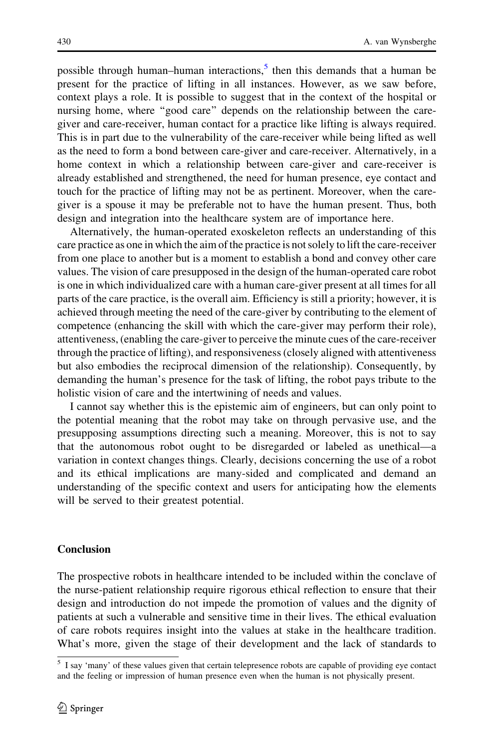possible through human–human interactions,[5] then this demands that a human be present for the practice of lifting in all instances. However, as we saw before, context plays a role. It is possible to suggest that in the context of the hospital or nursing home, where "good care" depends on the relationship between the care-giver and care-receiver, human contact for a practice like lifting is always required. This is in part due to the vulnerability of the care-receiver while being lifted as well as the need to form a bond between care-giver and care-receiver. Alternatively, in a home context in which a relationship between care-giver and care-receiver is already established and strengthened, the need for human presence, eye contact and touch for the practice of lifting may not be as pertinent. Moreover, when the care-giver is a spouse it may be preferable not to have the human present. Thus, both design and integration into the healthcare system are of importance here.

Alternatively, the human-operated exoskeleton reflects an understanding of this care practice as one in which the aim of the practice is not solely to lift the care-receiver from one place to another but is a moment to establish a bond and convey other care values. The vision of care presupposed in the design of the human-operated care robot is one in which individualized care with a human care-giver present at all times for all parts of the care practice, is the overall aim. Efficiency is still a priority; however, it is achieved through meeting the need of the care-giver by contributing to the element of competence (enhancing the skill with which the care-giver may perform their role), attentiveness, (enabling the care-giver to perceive the minute cues of the care-receiver through the practice of lifting), and responsiveness (closely aligned with attentiveness but also embodies the reciprocal dimension of the relationship). Consequently, by demanding the human's presence for the task of lifting, the robot pays tribute to the holistic vision of care and the intertwining of needs and values.

I cannot say whether this is the epistemic aim of engineers, but can only point to the potential meaning that the robot may take on through pervasive use, and the presupposing assumptions directing such a meaning. Moreover, this is not to say that the autonomous robot ought to be disregarded or labeled as unethical—a variation in context changes things. Clearly, decisions concerning the use of a robot and its ethical implications are many-sided and complicated and demand an understanding of the specific context and users for anticipating how the elements will be served to their greatest potential.

## Conclusion

The prospective robots in healthcare intended to be included within the conclave of the nurse-patient relationship require rigorous ethical reflection to ensure that their design and introduction do not impede the promotion of values and the dignity of patients at such a vulnerable and sensitive time in their lives. The ethical evaluation of care robots requires insight into the values at stake in the healthcare tradition. What's more, given the stage of their development and the lack of standards to

[5] I say 'many' of these values given that certain telepresence robots are capable of providing eye contact and the feeling or impression of human presence even when the human is not physically present.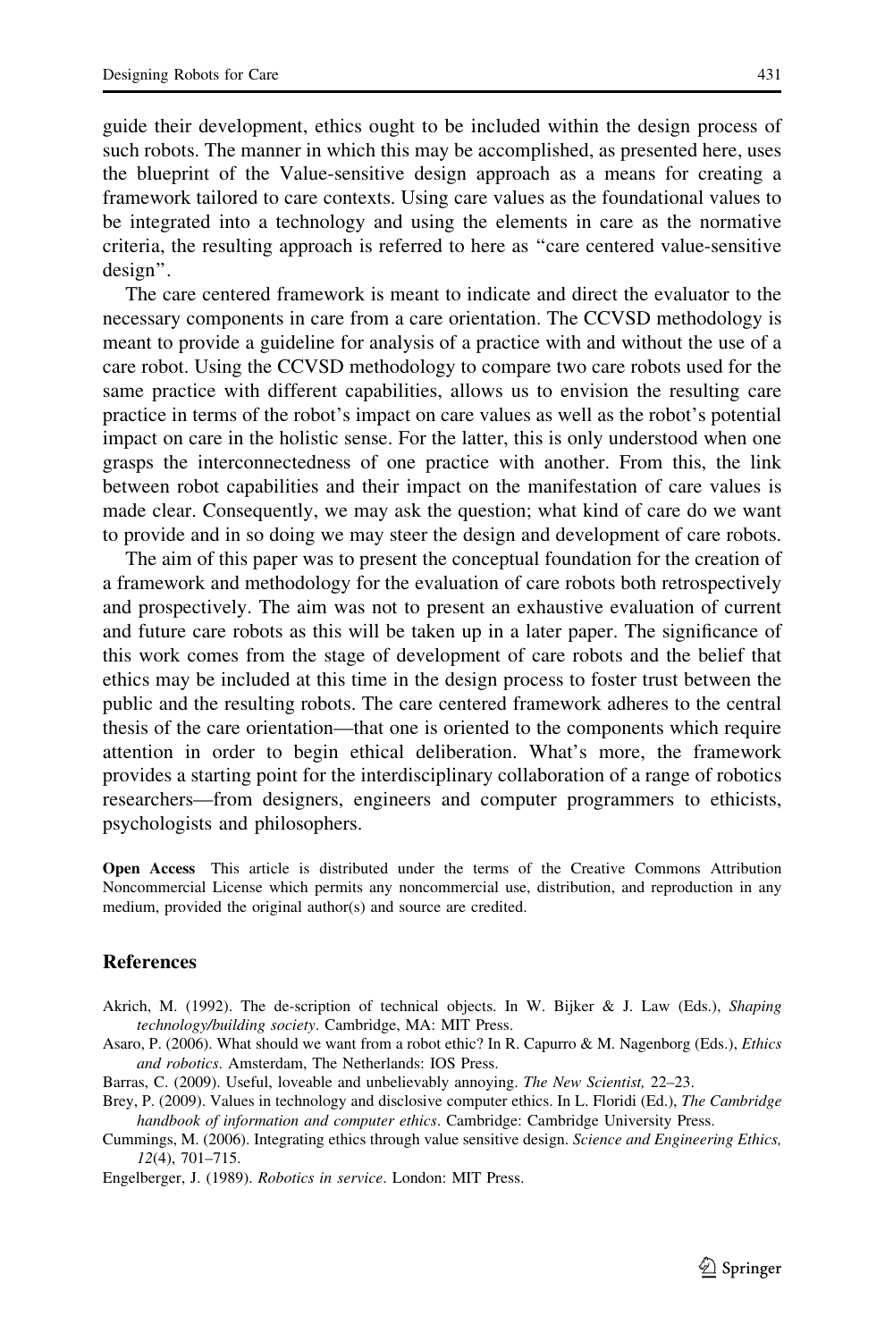guide their development, ethics ought to be included within the design process of such robots. The manner in which this may be accomplished, as presented here, uses the blueprint of the Value-sensitive design approach as a means for creating a framework tailored to care contexts. Using care values as the foundational values to be integrated into a technology and using the elements in care as the normative criteria, the resulting approach is referred to here as "care centered value-sensitive design".

The care centered framework is meant to indicate and direct the evaluator to the necessary components in care from a care orientation. The CCVSD methodology is meant to provide a guideline for analysis of a practice with and without the use of a care robot. Using the CCVSD methodology to compare two care robots used for the same practice with different capabilities, allows us to envision the resulting care practice in terms of the robot's impact on care values as well as the robot's potential impact on care in the holistic sense. For the latter, this is only understood when one grasps the interconnectedness of one practice with another. From this, the link between robot capabilities and their impact on the manifestation of care values is made clear. Consequently, we may ask the question; what kind of care do we want to provide and in so doing we may steer the design and development of care robots.

The aim of this paper was to present the conceptual foundation for the creation of a framework and methodology for the evaluation of care robots both retrospectively and prospectively. The aim was not to present an exhaustive evaluation of current and future care robots as this will be taken up in a later paper. The significance of this work comes from the stage of development of care robots and the belief that ethics may be included at this time in the design process to foster trust between the public and the resulting robots. The care centered framework adheres to the central thesis of the care orientation—that one is oriented to the components which require attention in order to begin ethical deliberation. What's more, the framework provides a starting point for the interdisciplinary collaboration of a range of robotics researchers—from designers, engineers and computer programmers to ethicists, psychologists and philosophers.

**Open Access** This article is distributed under the terms of the Creative Commons Attribution Noncommercial License which permits any noncommercial use, distribution, and reproduction in any medium, provided the original author(s) and source are credited.

## References

Akrich, M. (1992). The de-scription of technical objects. In W. Bijker & J. Law (Eds.), *Shaping technology/building society*. Cambridge, MA: MIT Press.

Asaro, P. (2006). What should we want from a robot ethic? In R. Capurro & M. Nagenborg (Eds.), *Ethics and robotics*. Amsterdam, The Netherlands: IOS Press.

Barras, C. (2009). Useful, loveable and unbelievably annoying. *The New Scientist,* 22–23.

Brey, P. (2009). Values in technology and disclosive computer ethics. In L. Floridi (Ed.), *The Cambridge handbook of information and computer ethics*. Cambridge: Cambridge University Press.

Cummings, M. (2006). Integrating ethics through value sensitive design. *Science and Engineering Ethics, 12*(4), 701–715.

Engelberger, J. (1989). *Robotics in service*. London: MIT Press.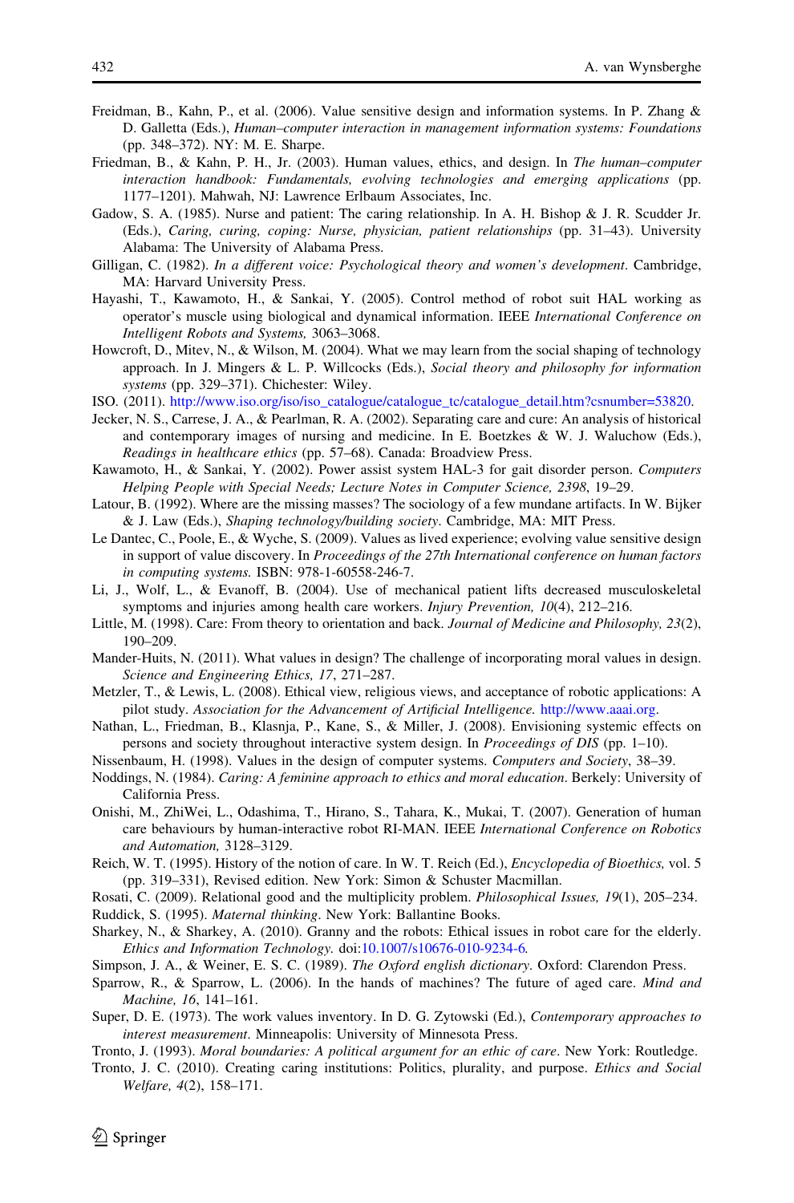Freidman, B., Kahn, P., et al. (2006). Value sensitive design and information systems. In P. Zhang & D. Galletta (Eds.), *Human–computer interaction in management information systems: Foundations* (pp. 348–372). NY: M. E. Sharpe.

Friedman, B., & Kahn, P. H., Jr. (2003). Human values, ethics, and design. In *The human–computer interaction handbook: Fundamentals, evolving technologies and emerging applications* (pp. 1177–1201). Mahwah, NJ: Lawrence Erlbaum Associates, Inc.

Gadow, S. A. (1985). Nurse and patient: The caring relationship. In A. H. Bishop & J. R. Scudder Jr. (Eds.), *Caring, curing, coping: Nurse, physician, patient relationships* (pp. 31–43). University Alabama: The University of Alabama Press.

Gilligan, C. (1982). *In a different voice: Psychological theory and women's development*. Cambridge, MA: Harvard University Press.

Hayashi, T., Kawamoto, H., & Sankai, Y. (2005). Control method of robot suit HAL working as operator's muscle using biological and dynamical information. IEEE *International Conference on Intelligent Robots and Systems,* 3063–3068.

Howcroft, D., Mitev, N., & Wilson, M. (2004). What we may learn from the social shaping of technology approach. In J. Mingers & L. P. Willcocks (Eds.), *Social theory and philosophy for information systems* (pp. 329–371). Chichester: Wiley.

ISO. (2011). http://www.iso.org/iso/iso_catalogue/catalogue_tc/catalogue_detail.htm?csnumber=53820.

Jecker, N. S., Carrese, J. A., & Pearlman, R. A. (2002). Separating care and cure: An analysis of historical and contemporary images of nursing and medicine. In E. Boetzkes & W. J. Waluchow (Eds.), *Readings in healthcare ethics* (pp. 57–68). Canada: Broadview Press.

Kawamoto, H., & Sankai, Y. (2002). Power assist system HAL-3 for gait disorder person. *Computers Helping People with Special Needs; Lecture Notes in Computer Science, 2398*, 19–29.

Latour, B. (1992). Where are the missing masses? The sociology of a few mundane artifacts. In W. Bijker & J. Law (Eds.), *Shaping technology/building society*. Cambridge, MA: MIT Press.

Le Dantec, C., Poole, E., & Wyche, S. (2009). Values as lived experience; evolving value sensitive design in support of value discovery. In *Proceedings of the 27th International conference on human factors in computing systems.* ISBN: 978-1-60558-246-7.

Li, J., Wolf, L., & Evanoff, B. (2004). Use of mechanical patient lifts decreased musculoskeletal symptoms and injuries among health care workers. *Injury Prevention, 10*(4), 212–216.

Little, M. (1998). Care: From theory to orientation and back. *Journal of Medicine and Philosophy, 23*(2), 190–209.

Mander-Huits, N. (2011). What values in design? The challenge of incorporating moral values in design. *Science and Engineering Ethics, 17*, 271–287.

Metzler, T., & Lewis, L. (2008). Ethical view, religious views, and acceptance of robotic applications: A pilot study. *Association for the Advancement of Artificial Intelligence.* http://www.aaai.org.

Nathan, L., Friedman, B., Klasnja, P., Kane, S., & Miller, J. (2008). Envisioning systemic effects on persons and society throughout interactive system design. In *Proceedings of DIS* (pp. 1–10).

Nissenbaum, H. (1998). Values in the design of computer systems. *Computers and Society*, 38–39.

Noddings, N. (1984). *Caring: A feminine approach to ethics and moral education*. Berkely: University of California Press.

Onishi, M., ZhiWei, L., Odashima, T., Hirano, S., Tahara, K., Mukai, T. (2007). Generation of human care behaviours by human-interactive robot RI-MAN. IEEE *International Conference on Robotics and Automation,* 3128–3129.

Reich, W. T. (1995). History of the notion of care. In W. T. Reich (Ed.), *Encyclopedia of Bioethics,* vol. 5 (pp. 319–331), Revised edition. New York: Simon & Schuster Macmillan.

Rosati, C. (2009). Relational good and the multiplicity problem. *Philosophical Issues, 19*(1), 205–234.

Ruddick, S. (1995). *Maternal thinking*. New York: Ballantine Books.

Sharkey, N., & Sharkey, A. (2010). Granny and the robots: Ethical issues in robot care for the elderly. *Ethics and Information Technology.* doi:10.1007/s10676-010-9234-6.

Simpson, J. A., & Weiner, E. S. C. (1989). *The Oxford english dictionary*. Oxford: Clarendon Press.

Sparrow, R., & Sparrow, L. (2006). In the hands of machines? The future of aged care. *Mind and Machine, 16*, 141–161.

Super, D. E. (1973). The work values inventory. In D. G. Zytowski (Ed.), *Contemporary approaches to interest measurement*. Minneapolis: University of Minnesota Press.

Tronto, J. (1993). *Moral boundaries: A political argument for an ethic of care*. New York: Routledge.

Tronto, J. C. (2010). Creating caring institutions: Politics, plurality, and purpose. *Ethics and Social Welfare, 4*(2), 158–171.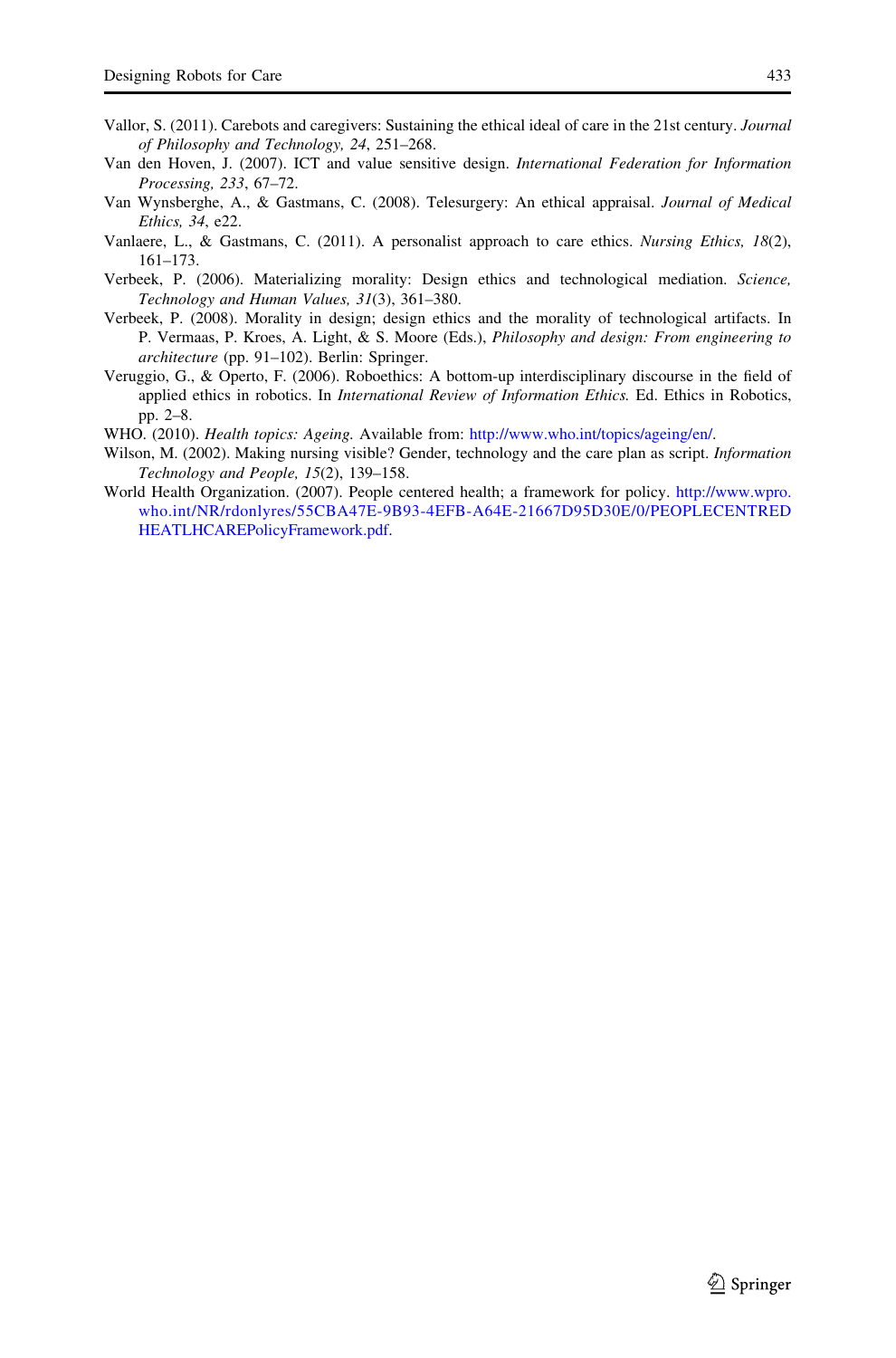Vallor, S. (2011). Carebots and caregivers: Sustaining the ethical ideal of care in the 21st century. *Journal of Philosophy and Technology, 24*, 251–268.

Van den Hoven, J. (2007). ICT and value sensitive design. *International Federation for Information Processing, 233*, 67–72.

Van Wynsberghe, A., & Gastmans, C. (2008). Telesurgery: An ethical appraisal. *Journal of Medical Ethics, 34*, e22.

Vanlaere, L., & Gastmans, C. (2011). A personalist approach to care ethics. *Nursing Ethics, 18*(2), 161–173.

Verbeek, P. (2006). Materializing morality: Design ethics and technological mediation. *Science, Technology and Human Values, 31*(3), 361–380.

Verbeek, P. (2008). Morality in design; design ethics and the morality of technological artifacts. In P. Vermaas, P. Kroes, A. Light, & S. Moore (Eds.), *Philosophy and design: From engineering to architecture* (pp. 91–102). Berlin: Springer.

Veruggio, G., & Operto, F. (2006). Roboethics: A bottom-up interdisciplinary discourse in the field of applied ethics in robotics. In *International Review of Information Ethics.* Ed. Ethics in Robotics, pp. 2–8.

WHO. (2010). *Health topics: Ageing.* Available from: http://www.who.int/topics/ageing/en/.

Wilson, M. (2002). Making nursing visible? Gender, technology and the care plan as script. *Information Technology and People, 15*(2), 139–158.

World Health Organization. (2007). People centered health; a framework for policy. http://www.wpro.who.int/NR/rdonlyres/55CBA47E-9B93-4EFB-A64E-21667D95D30E/0/PEOPLECENTREDHEATLHCAREPolicyFramework.pdf.